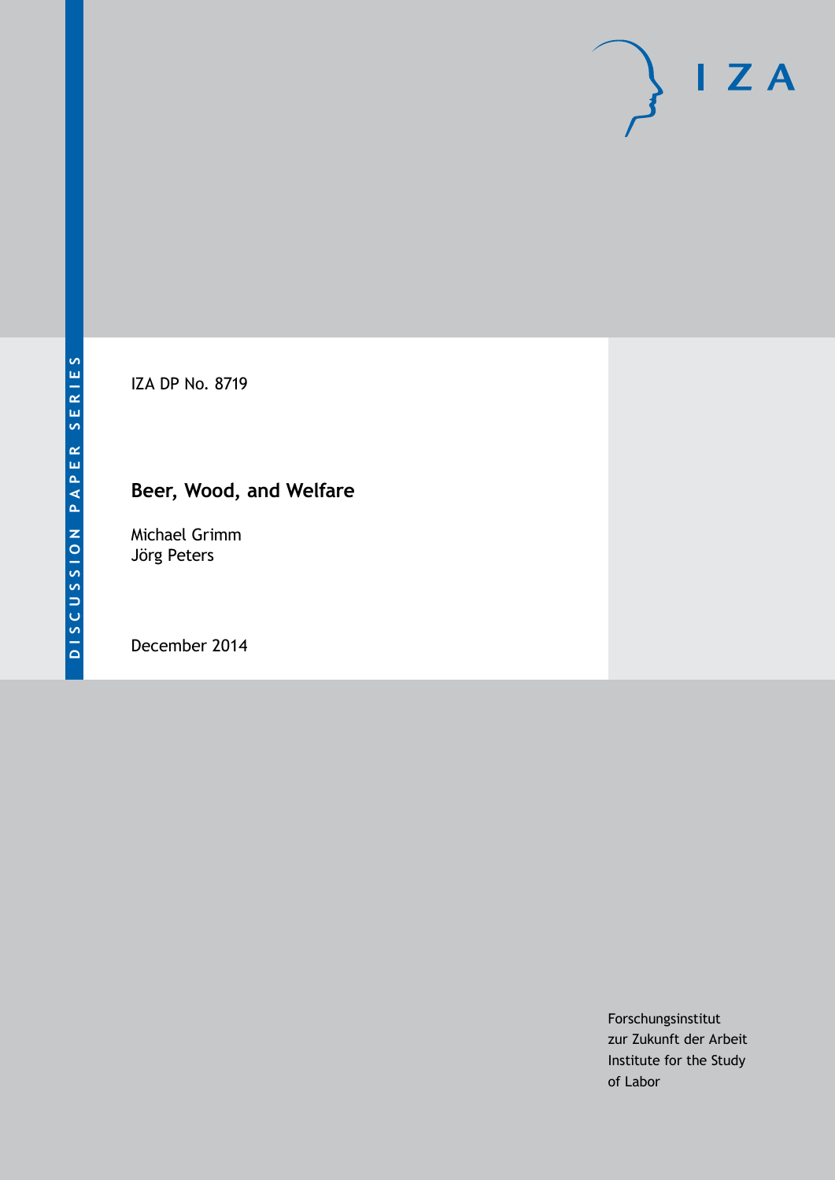DISCUSSION PAPER SERIES

IZA DP No. 8719

# Beer, Wood, and Welfare

Michael Grimm
Jörg Peters

December 2014

Forschungsinstitut
zur Zukunft der Arbeit
Institute for the Study
of Labor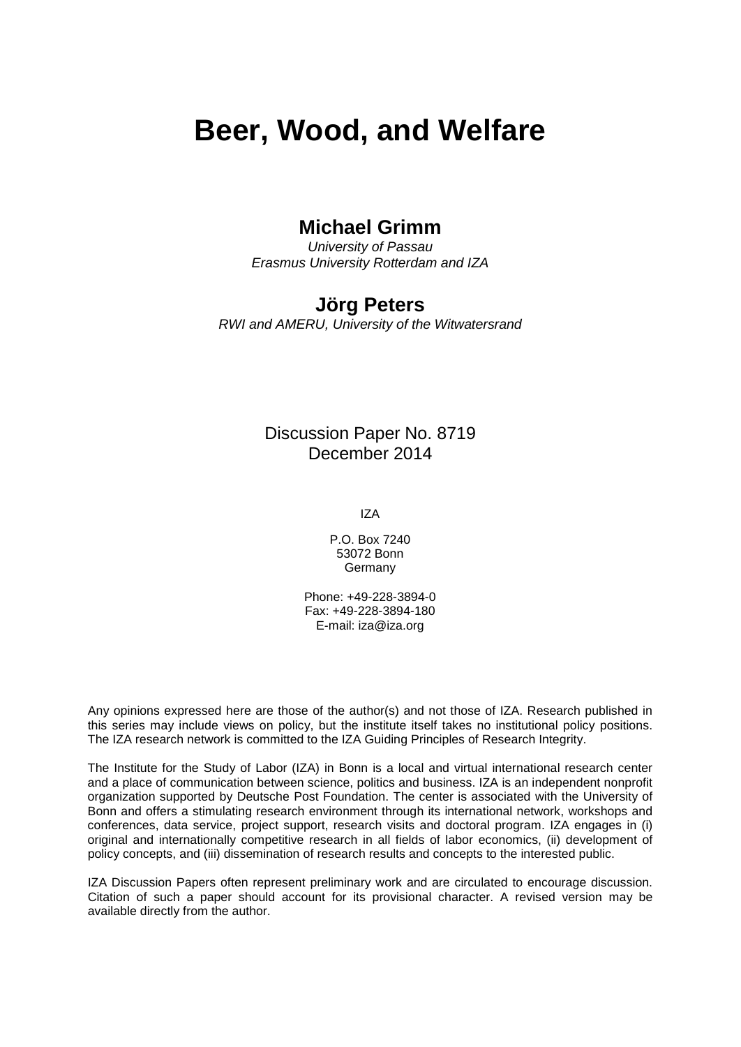# Beer, Wood, and Welfare

**Michael Grimm**

*University of Passau*
*Erasmus University Rotterdam and IZA*

**Jörg Peters**

*RWI and AMERU, University of the Witwatersrand*

Discussion Paper No. 8719
December 2014

IZA

P.O. Box 7240
53072 Bonn
Germany

Phone: +49-228-3894-0
Fax: +49-228-3894-180
E-mail: iza@iza.org

Any opinions expressed here are those of the author(s) and not those of IZA. Research published in this series may include views on policy, but the institute itself takes no institutional policy positions. The IZA research network is committed to the IZA Guiding Principles of Research Integrity.

The Institute for the Study of Labor (IZA) in Bonn is a local and virtual international research center and a place of communication between science, politics and business. IZA is an independent nonprofit organization supported by Deutsche Post Foundation. The center is associated with the University of Bonn and offers a stimulating research environment through its international network, workshops and conferences, data service, project support, research visits and doctoral program. IZA engages in (i) original and internationally competitive research in all fields of labor economics, (ii) development of policy concepts, and (iii) dissemination of research results and concepts to the interested public.

IZA Discussion Papers often represent preliminary work and are circulated to encourage discussion. Citation of such a paper should account for its provisional character. A revised version may be available directly from the author.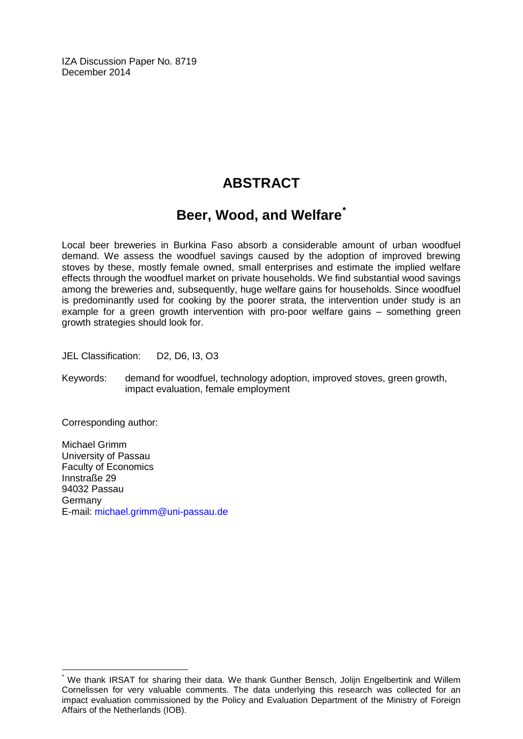IZA Discussion Paper No. 8719
December 2014

# ABSTRACT

## Beer, Wood, and Welfare*

Local beer breweries in Burkina Faso absorb a considerable amount of urban woodfuel demand. We assess the woodfuel savings caused by the adoption of improved brewing stoves by these, mostly female owned, small enterprises and estimate the implied welfare effects through the woodfuel market on private households. We find substantial wood savings among the breweries and, subsequently, huge welfare gains for households. Since woodfuel is predominantly used for cooking by the poorer strata, the intervention under study is an example for a green growth intervention with pro-poor welfare gains – something green growth strategies should look for.

JEL Classification: D2, D6, I3, O3

Keywords: demand for woodfuel, technology adoption, improved stoves, green growth, impact evaluation, female employment

Corresponding author:

Michael Grimm
University of Passau
Faculty of Economics
Innstraße 29
94032 Passau
Germany
E-mail: michael.grimm@uni-passau.de

* We thank IRSAT for sharing their data. We thank Gunther Bensch, Jolijn Engelbertink and Willem Cornelissen for very valuable comments. The data underlying this research was collected for an impact evaluation commissioned by the Policy and Evaluation Department of the Ministry of Foreign Affairs of the Netherlands (IOB).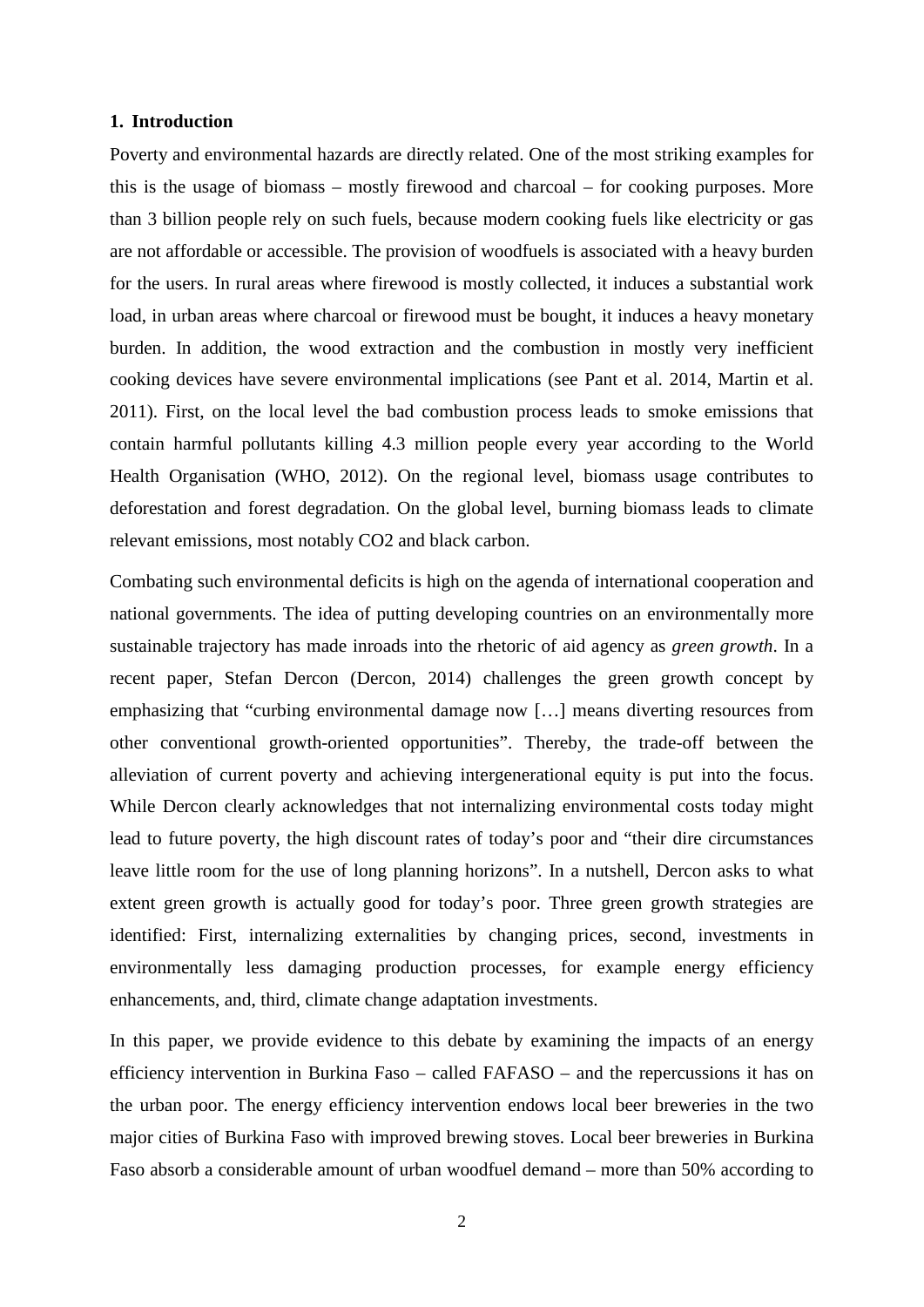## 1. Introduction

Poverty and environmental hazards are directly related. One of the most striking examples for this is the usage of biomass – mostly firewood and charcoal – for cooking purposes. More than 3 billion people rely on such fuels, because modern cooking fuels like electricity or gas are not affordable or accessible. The provision of woodfuels is associated with a heavy burden for the users. In rural areas where firewood is mostly collected, it induces a substantial work load, in urban areas where charcoal or firewood must be bought, it induces a heavy monetary burden. In addition, the wood extraction and the combustion in mostly very inefficient cooking devices have severe environmental implications (see Pant et al. 2014, Martin et al. 2011). First, on the local level the bad combustion process leads to smoke emissions that contain harmful pollutants killing 4.3 million people every year according to the World Health Organisation (WHO, 2012). On the regional level, biomass usage contributes to deforestation and forest degradation. On the global level, burning biomass leads to climate relevant emissions, most notably $CO_2$ and black carbon.

Combating such environmental deficits is high on the agenda of international cooperation and national governments. The idea of putting developing countries on an environmentally more sustainable trajectory has made inroads into the rhetoric of aid agency as *green growth*. In a recent paper, Stefan Dercon (Dercon, 2014) challenges the green growth concept by emphasizing that "curbing environmental damage now […] means diverting resources from other conventional growth-oriented opportunities". Thereby, the trade-off between the alleviation of current poverty and achieving intergenerational equity is put into the focus. While Dercon clearly acknowledges that not internalizing environmental costs today might lead to future poverty, the high discount rates of today's poor and "their dire circumstances leave little room for the use of long planning horizons". In a nutshell, Dercon asks to what extent green growth is actually good for today's poor. Three green growth strategies are identified: First, internalizing externalities by changing prices, second, investments in environmentally less damaging production processes, for example energy efficiency enhancements, and, third, climate change adaptation investments.

In this paper, we provide evidence to this debate by examining the impacts of an energy efficiency intervention in Burkina Faso – called FAFASO – and the repercussions it has on the urban poor. The energy efficiency intervention endows local beer breweries in the two major cities of Burkina Faso with improved brewing stoves. Local beer breweries in Burkina Faso absorb a considerable amount of urban woodfuel demand – more than 50% according to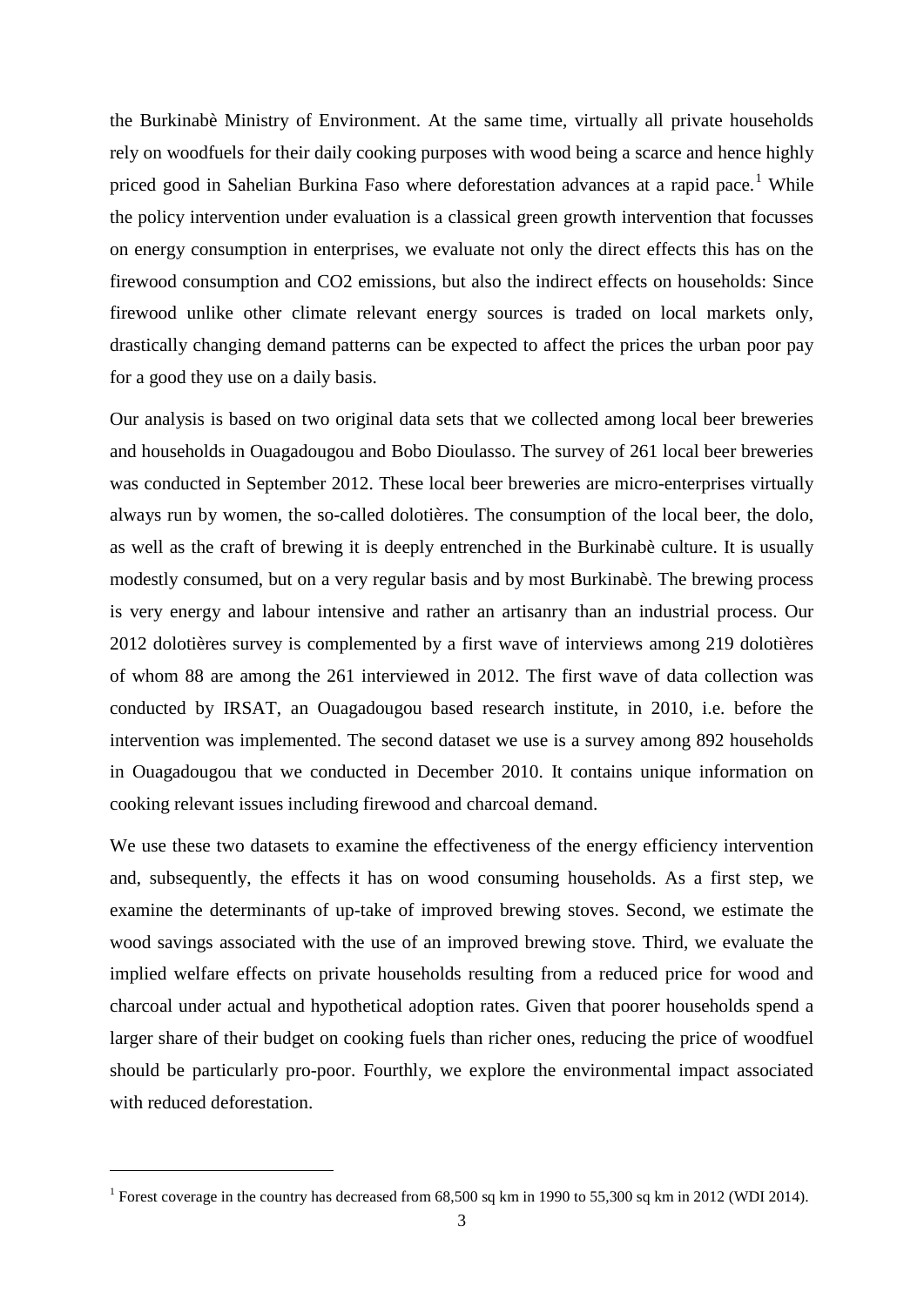the Burkinabè Ministry of Environment. At the same time, virtually all private households rely on woodfuels for their daily cooking purposes with wood being a scarce and hence highly priced good in Sahelian Burkina Faso where deforestation advances at a rapid pace.[1] While the policy intervention under evaluation is a classical green growth intervention that focusses on energy consumption in enterprises, we evaluate not only the direct effects this has on the firewood consumption and CO2 emissions, but also the indirect effects on households: Since firewood unlike other climate relevant energy sources is traded on local markets only, drastically changing demand patterns can be expected to affect the prices the urban poor pay for a good they use on a daily basis.

Our analysis is based on two original data sets that we collected among local beer breweries and households in Ouagadougou and Bobo Dioulasso. The survey of 261 local beer breweries was conducted in September 2012. These local beer breweries are micro-enterprises virtually always run by women, the so-called dolotières. The consumption of the local beer, the dolo, as well as the craft of brewing it is deeply entrenched in the Burkinabè culture. It is usually modestly consumed, but on a very regular basis and by most Burkinabè. The brewing process is very energy and labour intensive and rather an artisanry than an industrial process. Our 2012 dolotières survey is complemented by a first wave of interviews among 219 dolotières of whom 88 are among the 261 interviewed in 2012. The first wave of data collection was conducted by IRSAT, an Ouagadougou based research institute, in 2010, i.e. before the intervention was implemented. The second dataset we use is a survey among 892 households in Ouagadougou that we conducted in December 2010. It contains unique information on cooking relevant issues including firewood and charcoal demand.

We use these two datasets to examine the effectiveness of the energy efficiency intervention and, subsequently, the effects it has on wood consuming households. As a first step, we examine the determinants of up-take of improved brewing stoves. Second, we estimate the wood savings associated with the use of an improved brewing stove. Third, we evaluate the implied welfare effects on private households resulting from a reduced price for wood and charcoal under actual and hypothetical adoption rates. Given that poorer households spend a larger share of their budget on cooking fuels than richer ones, reducing the price of woodfuel should be particularly pro-poor. Fourthly, we explore the environmental impact associated with reduced deforestation.

[1] Forest coverage in the country has decreased from 68,500 sq km in 1990 to 55,300 sq km in 2012 (WDI 2014).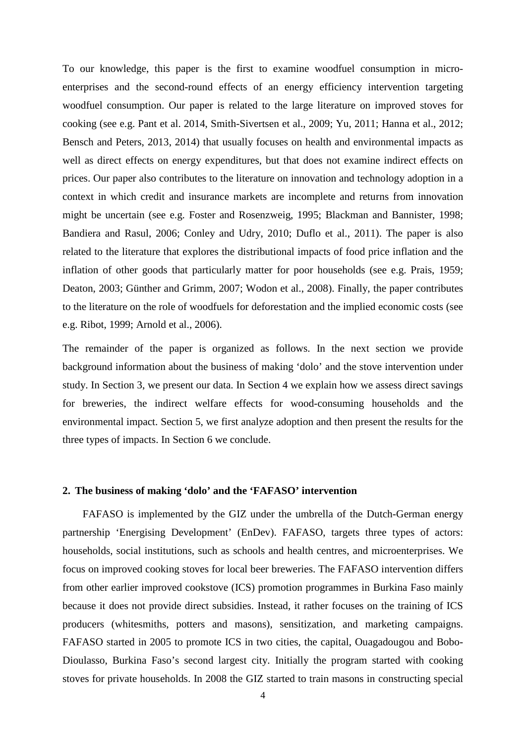To our knowledge, this paper is the first to examine woodfuel consumption in micro-enterprises and the second-round effects of an energy efficiency intervention targeting woodfuel consumption. Our paper is related to the large literature on improved stoves for cooking (see e.g. Pant et al. 2014, Smith-Sivertsen et al., 2009; Yu, 2011; Hanna et al., 2012; Bensch and Peters, 2013, 2014) that usually focuses on health and environmental impacts as well as direct effects on energy expenditures, but that does not examine indirect effects on prices. Our paper also contributes to the literature on innovation and technology adoption in a context in which credit and insurance markets are incomplete and returns from innovation might be uncertain (see e.g. Foster and Rosenzweig, 1995; Blackman and Bannister, 1998; Bandiera and Rasul, 2006; Conley and Udry, 2010; Duflo et al., 2011). The paper is also related to the literature that explores the distributional impacts of food price inflation and the inflation of other goods that particularly matter for poor households (see e.g. Prais, 1959; Deaton, 2003; Günther and Grimm, 2007; Wodon et al., 2008). Finally, the paper contributes to the literature on the role of woodfuels for deforestation and the implied economic costs (see e.g. Ribot, 1999; Arnold et al., 2006).

The remainder of the paper is organized as follows. In the next section we provide background information about the business of making 'dolo' and the stove intervention under study. In Section 3, we present our data. In Section 4 we explain how we assess direct savings for breweries, the indirect welfare effects for wood-consuming households and the environmental impact. Section 5, we first analyze adoption and then present the results for the three types of impacts. In Section 6 we conclude.

## 2. The business of making 'dolo' and the 'FAFASO' intervention

FAFASO is implemented by the GIZ under the umbrella of the Dutch-German energy partnership 'Energising Development' (EnDev). FAFASO, targets three types of actors: households, social institutions, such as schools and health centres, and microenterprises. We focus on improved cooking stoves for local beer breweries. The FAFASO intervention differs from other earlier improved cookstove (ICS) promotion programmes in Burkina Faso mainly because it does not provide direct subsidies. Instead, it rather focuses on the training of ICS producers (whitesmiths, potters and masons), sensitization, and marketing campaigns. FAFASO started in 2005 to promote ICS in two cities, the capital, Ouagadougou and Bobo-Dioulasso, Burkina Faso's second largest city. Initially the program started with cooking stoves for private households. In 2008 the GIZ started to train masons in constructing special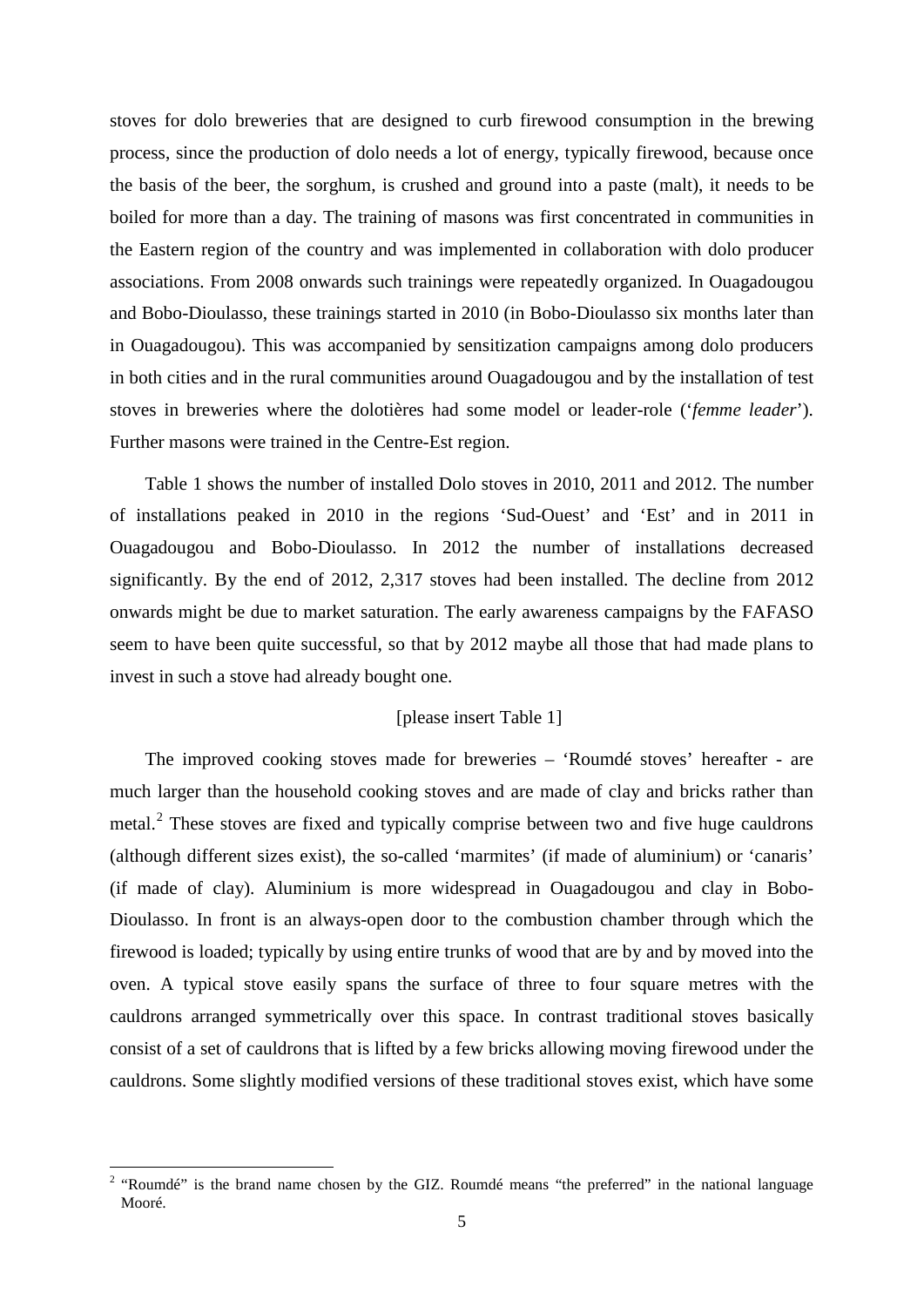stoves for dolo breweries that are designed to curb firewood consumption in the brewing process, since the production of dolo needs a lot of energy, typically firewood, because once the basis of the beer, the sorghum, is crushed and ground into a paste (malt), it needs to be boiled for more than a day. The training of masons was first concentrated in communities in the Eastern region of the country and was implemented in collaboration with dolo producer associations. From 2008 onwards such trainings were repeatedly organized. In Ouagadougou and Bobo-Dioulasso, these trainings started in 2010 (in Bobo-Dioulasso six months later than in Ouagadougou). This was accompanied by sensitization campaigns among dolo producers in both cities and in the rural communities around Ouagadougou and by the installation of test stoves in breweries where the dolotières had some model or leader-role ('*femme leader*'). Further masons were trained in the Centre-Est region.

Table 1 shows the number of installed Dolo stoves in 2010, 2011 and 2012. The number of installations peaked in 2010 in the regions 'Sud-Ouest' and 'Est' and in 2011 in Ouagadougou and Bobo-Dioulasso. In 2012 the number of installations decreased significantly. By the end of 2012, 2,317 stoves had been installed. The decline from 2012 onwards might be due to market saturation. The early awareness campaigns by the FAFASO seem to have been quite successful, so that by 2012 maybe all those that had made plans to invest in such a stove had already bought one.

[please insert Table 1]

The improved cooking stoves made for breweries – 'Roumdé stoves' hereafter - are much larger than the household cooking stoves and are made of clay and bricks rather than metal.[2] These stoves are fixed and typically comprise between two and five huge cauldrons (although different sizes exist), the so-called 'marmites' (if made of aluminium) or 'canaris' (if made of clay). Aluminium is more widespread in Ouagadougou and clay in Bobo-Dioulasso. In front is an always-open door to the combustion chamber through which the firewood is loaded; typically by using entire trunks of wood that are by and by moved into the oven. A typical stove easily spans the surface of three to four square metres with the cauldrons arranged symmetrically over this space. In contrast traditional stoves basically consist of a set of cauldrons that is lifted by a few bricks allowing moving firewood under the cauldrons. Some slightly modified versions of these traditional stoves exist, which have some

[2] "Roumdé" is the brand name chosen by the GIZ. Roumdé means "the preferred" in the national language Mooré.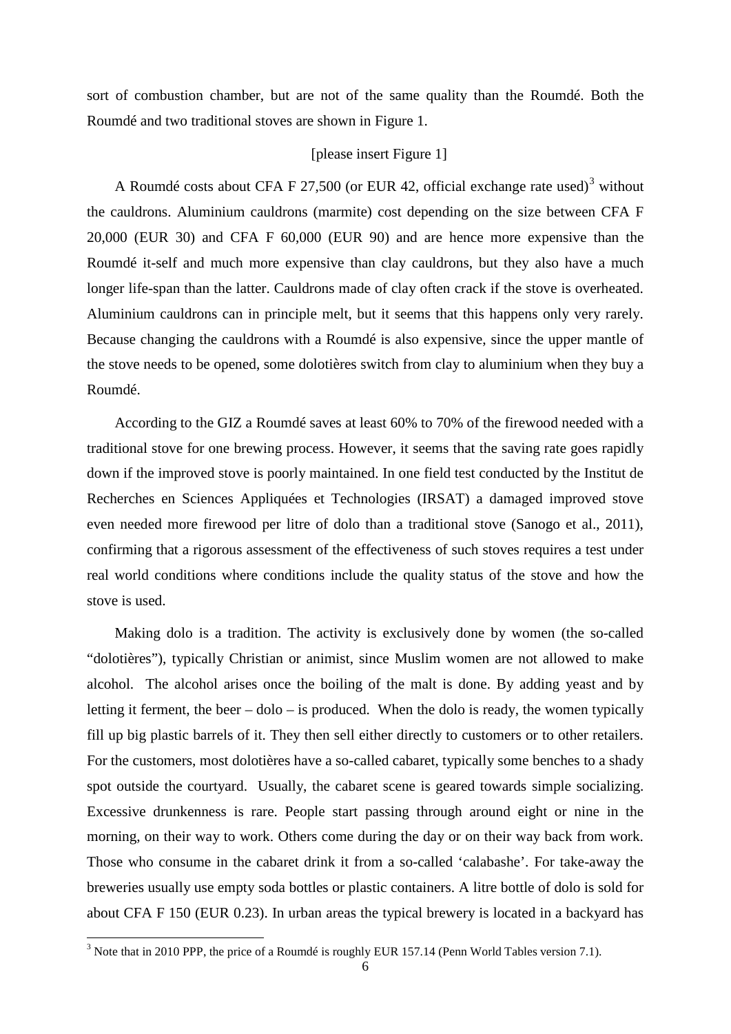sort of combustion chamber, but are not of the same quality than the Roumdé. Both the Roumdé and two traditional stoves are shown in Figure 1.

[please insert Figure 1]

A Roumdé costs about CFA F 27,500 (or EUR 42, official exchange rate used)[3] without the cauldrons. Aluminium cauldrons (marmite) cost depending on the size between CFA F 20,000 (EUR 30) and CFA F 60,000 (EUR 90) and are hence more expensive than the Roumdé it-self and much more expensive than clay cauldrons, but they also have a much longer life-span than the latter. Cauldrons made of clay often crack if the stove is overheated. Aluminium cauldrons can in principle melt, but it seems that this happens only very rarely. Because changing the cauldrons with a Roumdé is also expensive, since the upper mantle of the stove needs to be opened, some dolotières switch from clay to aluminium when they buy a Roumdé.

According to the GIZ a Roumdé saves at least 60% to 70% of the firewood needed with a traditional stove for one brewing process. However, it seems that the saving rate goes rapidly down if the improved stove is poorly maintained. In one field test conducted by the Institut de Recherches en Sciences Appliquées et Technologies (IRSAT) a damaged improved stove even needed more firewood per litre of dolo than a traditional stove (Sanogo et al., 2011), confirming that a rigorous assessment of the effectiveness of such stoves requires a test under real world conditions where conditions include the quality status of the stove and how the stove is used.

Making dolo is a tradition. The activity is exclusively done by women (the so-called "dolotières"), typically Christian or animist, since Muslim women are not allowed to make alcohol. The alcohol arises once the boiling of the malt is done. By adding yeast and by letting it ferment, the beer – dolo – is produced. When the dolo is ready, the women typically fill up big plastic barrels of it. They then sell either directly to customers or to other retailers. For the customers, most dolotières have a so-called cabaret, typically some benches to a shady spot outside the courtyard. Usually, the cabaret scene is geared towards simple socializing. Excessive drunkenness is rare. People start passing through around eight or nine in the morning, on their way to work. Others come during the day or on their way back from work. Those who consume in the cabaret drink it from a so-called 'calabashe'. For take-away the breweries usually use empty soda bottles or plastic containers. A litre bottle of dolo is sold for about CFA F 150 (EUR 0.23). In urban areas the typical brewery is located in a backyard has

[3] Note that in 2010 PPP, the price of a Roumdé is roughly EUR 157.14 (Penn World Tables version 7.1).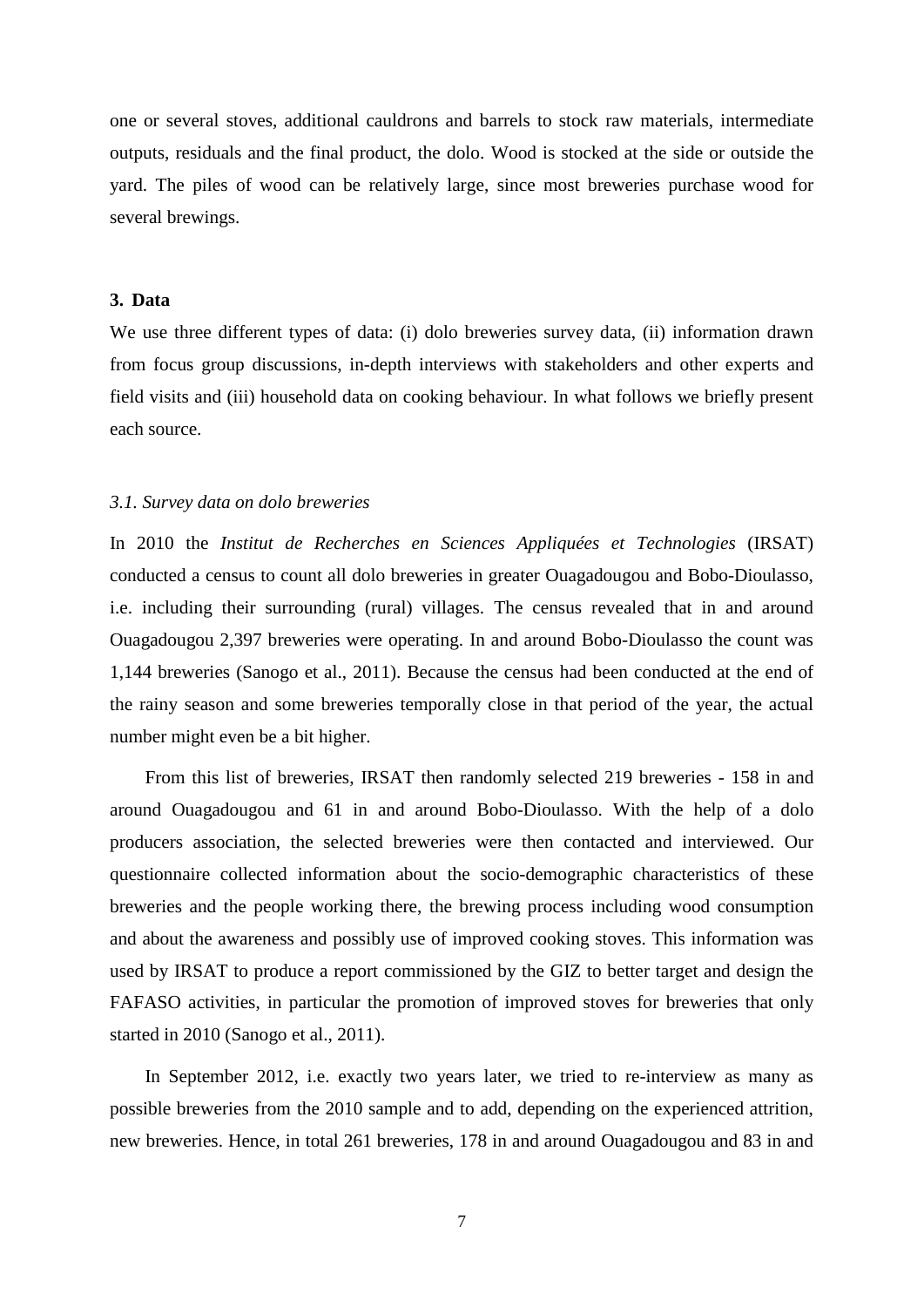one or several stoves, additional cauldrons and barrels to stock raw materials, intermediate outputs, residuals and the final product, the dolo. Wood is stocked at the side or outside the yard. The piles of wood can be relatively large, since most breweries purchase wood for several brewings.

## 3. Data

We use three different types of data: (i) dolo breweries survey data, (ii) information drawn from focus group discussions, in-depth interviews with stakeholders and other experts and field visits and (iii) household data on cooking behaviour. In what follows we briefly present each source.

### *3.1. Survey data on dolo breweries*

In 2010 the *Institut de Recherches en Sciences Appliquées et Technologies* (IRSAT) conducted a census to count all dolo breweries in greater Ouagadougou and Bobo-Dioulasso, i.e. including their surrounding (rural) villages. The census revealed that in and around Ouagadougou 2,397 breweries were operating. In and around Bobo-Dioulasso the count was 1,144 breweries (Sanogo et al., 2011). Because the census had been conducted at the end of the rainy season and some breweries temporally close in that period of the year, the actual number might even be a bit higher.

From this list of breweries, IRSAT then randomly selected 219 breweries - 158 in and around Ouagadougou and 61 in and around Bobo-Dioulasso. With the help of a dolo producers association, the selected breweries were then contacted and interviewed. Our questionnaire collected information about the socio-demographic characteristics of these breweries and the people working there, the brewing process including wood consumption and about the awareness and possibly use of improved cooking stoves. This information was used by IRSAT to produce a report commissioned by the GIZ to better target and design the FAFASO activities, in particular the promotion of improved stoves for breweries that only started in 2010 (Sanogo et al., 2011).

In September 2012, i.e. exactly two years later, we tried to re-interview as many as possible breweries from the 2010 sample and to add, depending on the experienced attrition, new breweries. Hence, in total 261 breweries, 178 in and around Ouagadougou and 83 in and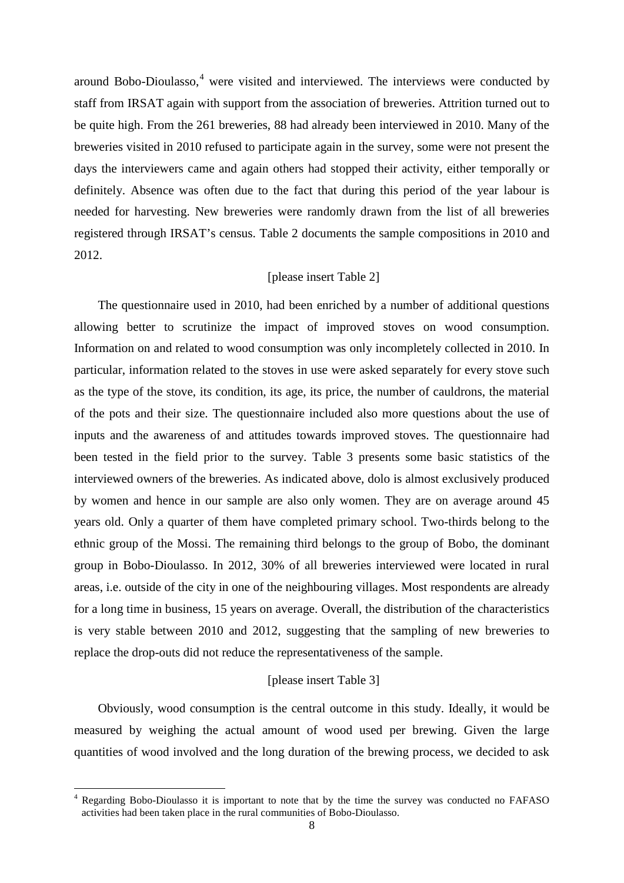around Bobo-Dioulasso,[4] were visited and interviewed. The interviews were conducted by staff from IRSAT again with support from the association of breweries. Attrition turned out to be quite high. From the 261 breweries, 88 had already been interviewed in 2010. Many of the breweries visited in 2010 refused to participate again in the survey, some were not present the days the interviewers came and again others had stopped their activity, either temporally or definitely. Absence was often due to the fact that during this period of the year labour is needed for harvesting. New breweries were randomly drawn from the list of all breweries registered through IRSAT's census. Table 2 documents the sample compositions in 2010 and 2012.

[please insert Table 2]

The questionnaire used in 2010, had been enriched by a number of additional questions allowing better to scrutinize the impact of improved stoves on wood consumption. Information on and related to wood consumption was only incompletely collected in 2010. In particular, information related to the stoves in use were asked separately for every stove such as the type of the stove, its condition, its age, its price, the number of cauldrons, the material of the pots and their size. The questionnaire included also more questions about the use of inputs and the awareness of and attitudes towards improved stoves. The questionnaire had been tested in the field prior to the survey. Table 3 presents some basic statistics of the interviewed owners of the breweries. As indicated above, dolo is almost exclusively produced by women and hence in our sample are also only women. They are on average around 45 years old. Only a quarter of them have completed primary school. Two-thirds belong to the ethnic group of the Mossi. The remaining third belongs to the group of Bobo, the dominant group in Bobo-Dioulasso. In 2012, 30% of all breweries interviewed were located in rural areas, i.e. outside of the city in one of the neighbouring villages. Most respondents are already for a long time in business, 15 years on average. Overall, the distribution of the characteristics is very stable between 2010 and 2012, suggesting that the sampling of new breweries to replace the drop-outs did not reduce the representativeness of the sample.

[please insert Table 3]

Obviously, wood consumption is the central outcome in this study. Ideally, it would be measured by weighing the actual amount of wood used per brewing. Given the large quantities of wood involved and the long duration of the brewing process, we decided to ask

---

[4] Regarding Bobo-Dioulasso it is important to note that by the time the survey was conducted no FAFASO activities had been taken place in the rural communities of Bobo-Dioulasso.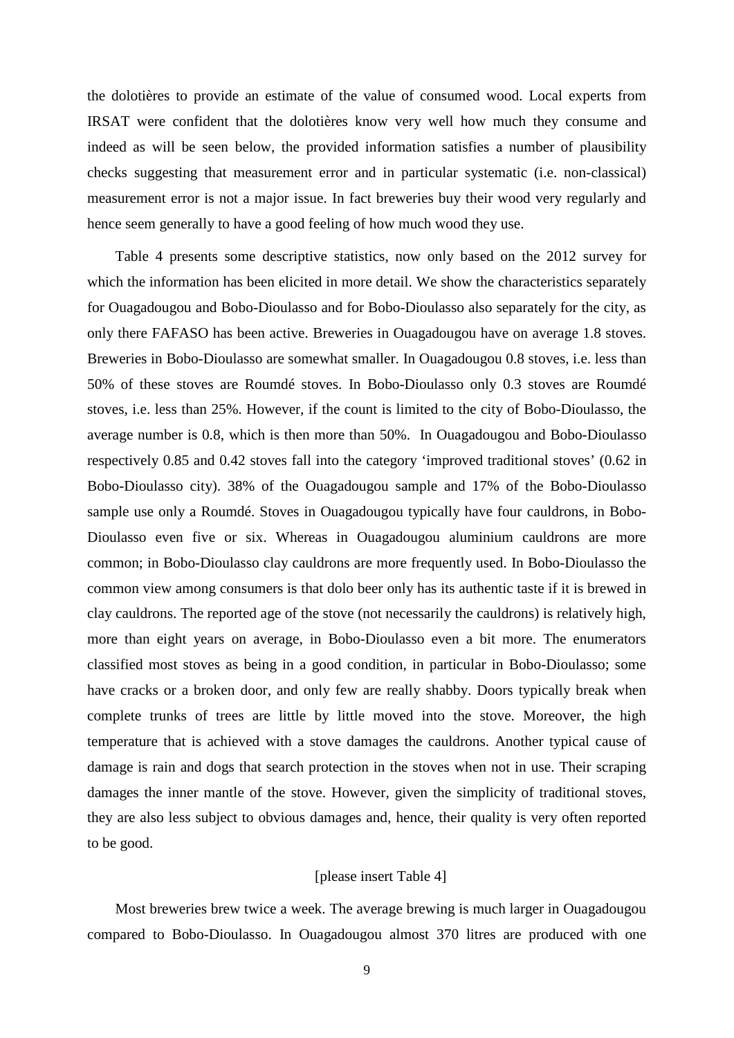the dolotières to provide an estimate of the value of consumed wood. Local experts from IRSAT were confident that the dolotières know very well how much they consume and indeed as will be seen below, the provided information satisfies a number of plausibility checks suggesting that measurement error and in particular systematic (i.e. non-classical) measurement error is not a major issue. In fact breweries buy their wood very regularly and hence seem generally to have a good feeling of how much wood they use.

Table 4 presents some descriptive statistics, now only based on the 2012 survey for which the information has been elicited in more detail. We show the characteristics separately for Ouagadougou and Bobo-Dioulasso and for Bobo-Dioulasso also separately for the city, as only there FAFASO has been active. Breweries in Ouagadougou have on average 1.8 stoves. Breweries in Bobo-Dioulasso are somewhat smaller. In Ouagadougou 0.8 stoves, i.e. less than 50% of these stoves are Roumdé stoves. In Bobo-Dioulasso only 0.3 stoves are Roumdé stoves, i.e. less than 25%. However, if the count is limited to the city of Bobo-Dioulasso, the average number is 0.8, which is then more than 50%.  In Ouagadougou and Bobo-Dioulasso respectively 0.85 and 0.42 stoves fall into the category 'improved traditional stoves' (0.62 in Bobo-Dioulasso city). 38% of the Ouagadougou sample and 17% of the Bobo-Dioulasso sample use only a Roumdé. Stoves in Ouagadougou typically have four cauldrons, in Bobo-Dioulasso even five or six. Whereas in Ouagadougou aluminium cauldrons are more common; in Bobo-Dioulasso clay cauldrons are more frequently used. In Bobo-Dioulasso the common view among consumers is that dolo beer only has its authentic taste if it is brewed in clay cauldrons. The reported age of the stove (not necessarily the cauldrons) is relatively high, more than eight years on average, in Bobo-Dioulasso even a bit more. The enumerators classified most stoves as being in a good condition, in particular in Bobo-Dioulasso; some have cracks or a broken door, and only few are really shabby. Doors typically break when complete trunks of trees are little by little moved into the stove. Moreover, the high temperature that is achieved with a stove damages the cauldrons. Another typical cause of damage is rain and dogs that search protection in the stoves when not in use. Their scraping damages the inner mantle of the stove. However, given the simplicity of traditional stoves, they are also less subject to obvious damages and, hence, their quality is very often reported to be good.

[please insert Table 4]

Most breweries brew twice a week. The average brewing is much larger in Ouagadougou compared to Bobo-Dioulasso. In Ouagadougou almost 370 litres are produced with one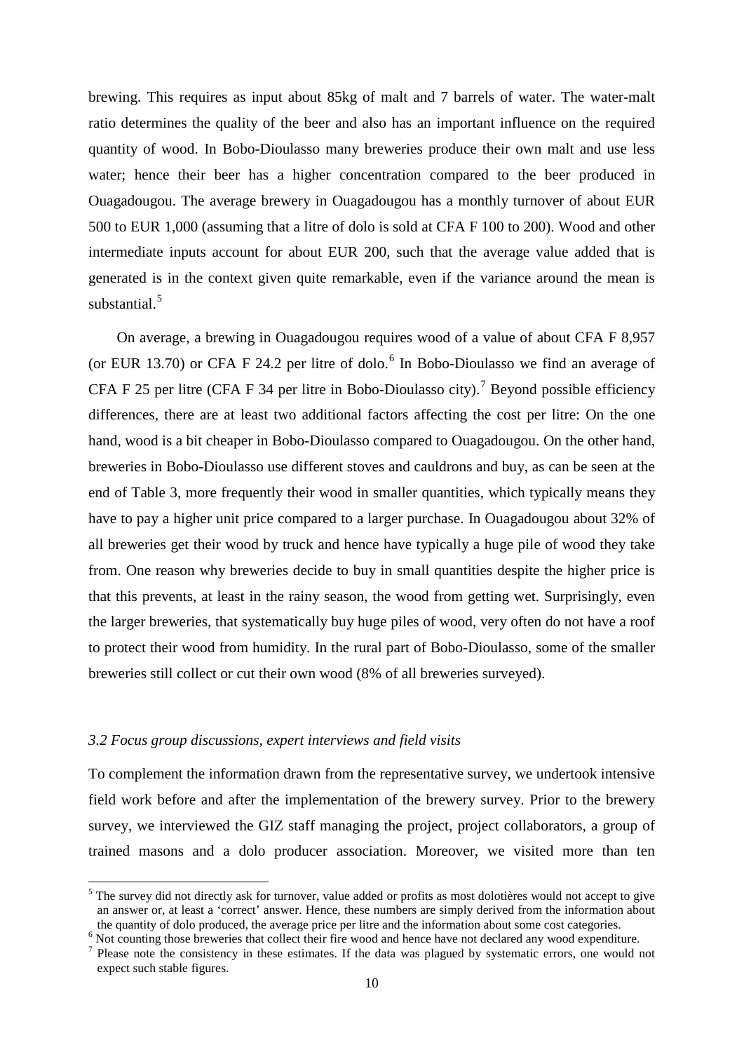brewing. This requires as input about 85kg of malt and 7 barrels of water. The water-malt ratio determines the quality of the beer and also has an important influence on the required quantity of wood. In Bobo-Dioulasso many breweries produce their own malt and use less water; hence their beer has a higher concentration compared to the beer produced in Ouagadougou. The average brewery in Ouagadougou has a monthly turnover of about EUR 500 to EUR 1,000 (assuming that a litre of dolo is sold at CFA F 100 to 200). Wood and other intermediate inputs account for about EUR 200, such that the average value added that is generated is in the context given quite remarkable, even if the variance around the mean is substantial.[5]

On average, a brewing in Ouagadougou requires wood of a value of about CFA F 8,957 (or EUR 13.70) or CFA F 24.2 per litre of dolo.[6] In Bobo-Dioulasso we find an average of CFA F 25 per litre (CFA F 34 per litre in Bobo-Dioulasso city).[7] Beyond possible efficiency differences, there are at least two additional factors affecting the cost per litre: On the one hand, wood is a bit cheaper in Bobo-Dioulasso compared to Ouagadougou. On the other hand, breweries in Bobo-Dioulasso use different stoves and cauldrons and buy, as can be seen at the end of Table 3, more frequently their wood in smaller quantities, which typically means they have to pay a higher unit price compared to a larger purchase. In Ouagadougou about 32% of all breweries get their wood by truck and hence have typically a huge pile of wood they take from. One reason why breweries decide to buy in small quantities despite the higher price is that this prevents, at least in the rainy season, the wood from getting wet. Surprisingly, even the larger breweries, that systematically buy huge piles of wood, very often do not have a roof to protect their wood from humidity. In the rural part of Bobo-Dioulasso, some of the smaller breweries still collect or cut their own wood (8% of all breweries surveyed).

### *3.2 Focus group discussions, expert interviews and field visits*

To complement the information drawn from the representative survey, we undertook intensive field work before and after the implementation of the brewery survey. Prior to the brewery survey, we interviewed the GIZ staff managing the project, project collaborators, a group of trained masons and a dolo producer association. Moreover, we visited more than ten

---

[5] The survey did not directly ask for turnover, value added or profits as most dolotières would not accept to give an answer or, at least a 'correct' answer. Hence, these numbers are simply derived from the information about the quantity of dolo produced, the average price per litre and the information about some cost categories.

[6] Not counting those breweries that collect their fire wood and hence have not declared any wood expenditure.

[7] Please note the consistency in these estimates. If the data was plagued by systematic errors, one would not expect such stable figures.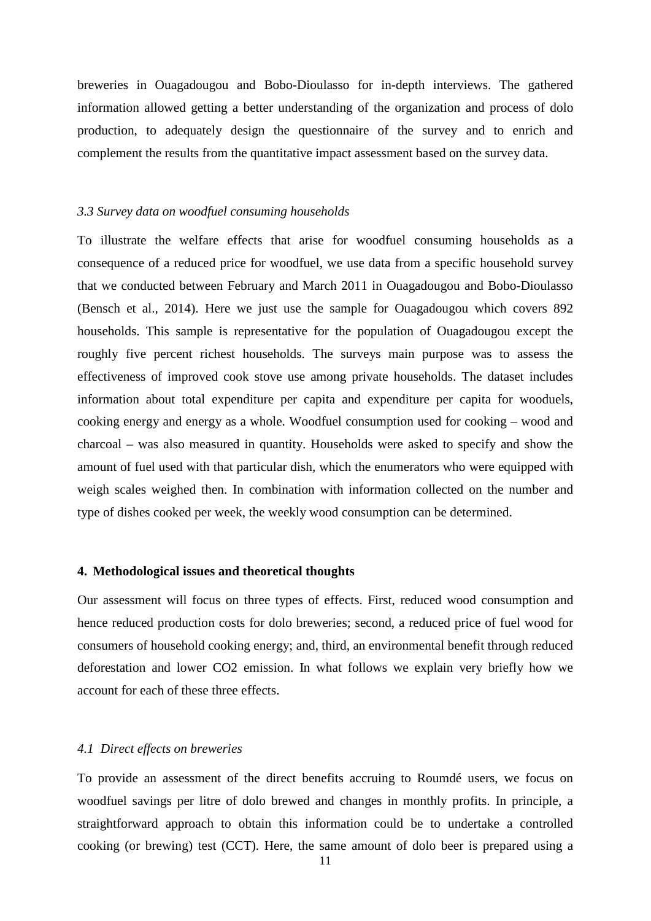breweries in Ouagadougou and Bobo-Dioulasso for in-depth interviews. The gathered information allowed getting a better understanding of the organization and process of dolo production, to adequately design the questionnaire of the survey and to enrich and complement the results from the quantitative impact assessment based on the survey data.

### *3.3 Survey data on woodfuel consuming households*

To illustrate the welfare effects that arise for woodfuel consuming households as a consequence of a reduced price for woodfuel, we use data from a specific household survey that we conducted between February and March 2011 in Ouagadougou and Bobo-Dioulasso (Bensch et al., 2014). Here we just use the sample for Ouagadougou which covers 892 households. This sample is representative for the population of Ouagadougou except the roughly five percent richest households. The surveys main purpose was to assess the effectiveness of improved cook stove use among private households. The dataset includes information about total expenditure per capita and expenditure per capita for wooduels, cooking energy and energy as a whole. Woodfuel consumption used for cooking – wood and charcoal – was also measured in quantity. Households were asked to specify and show the amount of fuel used with that particular dish, which the enumerators who were equipped with weigh scales weighed then. In combination with information collected on the number and type of dishes cooked per week, the weekly wood consumption can be determined.

## 4. Methodological issues and theoretical thoughts

Our assessment will focus on three types of effects. First, reduced wood consumption and hence reduced production costs for dolo breweries; second, a reduced price of fuel wood for consumers of household cooking energy; and, third, an environmental benefit through reduced deforestation and lower $CO_2$ emission. In what follows we explain very briefly how we account for each of these three effects.

### *4.1 Direct effects on breweries*

To provide an assessment of the direct benefits accruing to Roumdé users, we focus on woodfuel savings per litre of dolo brewed and changes in monthly profits. In principle, a straightforward approach to obtain this information could be to undertake a controlled cooking (or brewing) test (CCT). Here, the same amount of dolo beer is prepared using a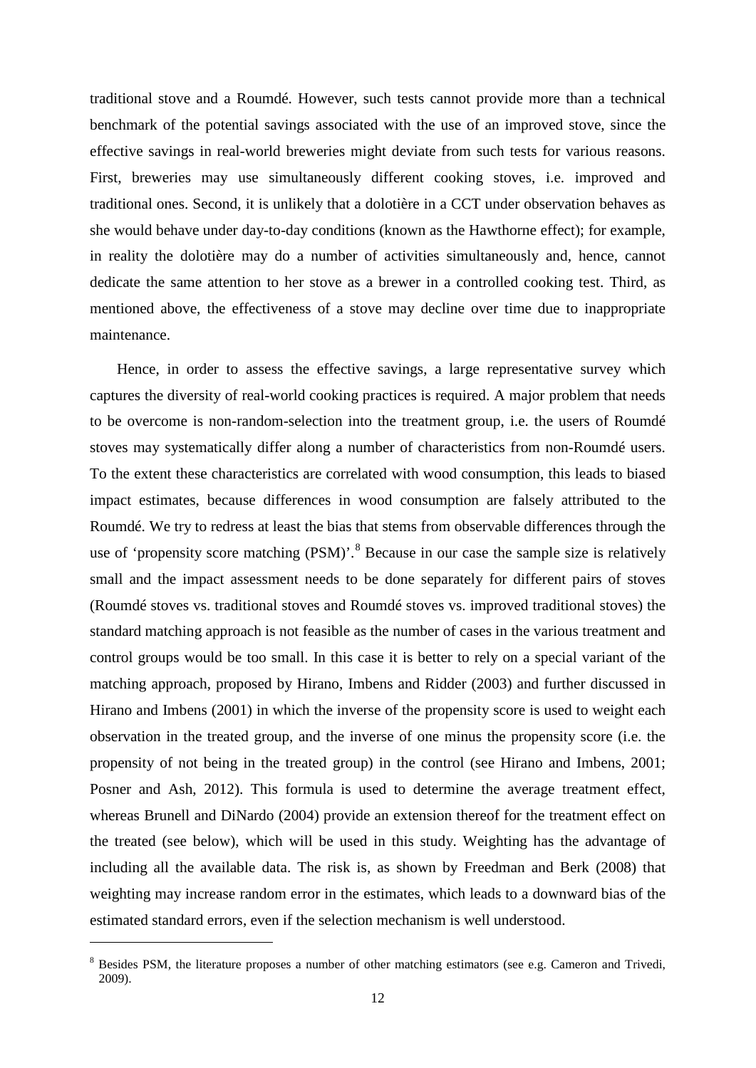traditional stove and a Roumdé. However, such tests cannot provide more than a technical benchmark of the potential savings associated with the use of an improved stove, since the effective savings in real-world breweries might deviate from such tests for various reasons. First, breweries may use simultaneously different cooking stoves, i.e. improved and traditional ones. Second, it is unlikely that a dolotière in a CCT under observation behaves as she would behave under day-to-day conditions (known as the Hawthorne effect); for example, in reality the dolotière may do a number of activities simultaneously and, hence, cannot dedicate the same attention to her stove as a brewer in a controlled cooking test. Third, as mentioned above, the effectiveness of a stove may decline over time due to inappropriate maintenance.

Hence, in order to assess the effective savings, a large representative survey which captures the diversity of real-world cooking practices is required. A major problem that needs to be overcome is non-random-selection into the treatment group, i.e. the users of Roumdé stoves may systematically differ along a number of characteristics from non-Roumdé users. To the extent these characteristics are correlated with wood consumption, this leads to biased impact estimates, because differences in wood consumption are falsely attributed to the Roumdé. We try to redress at least the bias that stems from observable differences through the use of 'propensity score matching (PSM)'.[8] Because in our case the sample size is relatively small and the impact assessment needs to be done separately for different pairs of stoves (Roumdé stoves vs. traditional stoves and Roumdé stoves vs. improved traditional stoves) the standard matching approach is not feasible as the number of cases in the various treatment and control groups would be too small. In this case it is better to rely on a special variant of the matching approach, proposed by Hirano, Imbens and Ridder (2003) and further discussed in Hirano and Imbens (2001) in which the inverse of the propensity score is used to weight each observation in the treated group, and the inverse of one minus the propensity score (i.e. the propensity of not being in the treated group) in the control (see Hirano and Imbens, 2001; Posner and Ash, 2012). This formula is used to determine the average treatment effect, whereas Brunell and DiNardo (2004) provide an extension thereof for the treatment effect on the treated (see below), which will be used in this study. Weighting has the advantage of including all the available data. The risk is, as shown by Freedman and Berk (2008) that weighting may increase random error in the estimates, which leads to a downward bias of the estimated standard errors, even if the selection mechanism is well understood.

[8] Besides PSM, the literature proposes a number of other matching estimators (see e.g. Cameron and Trivedi, 2009).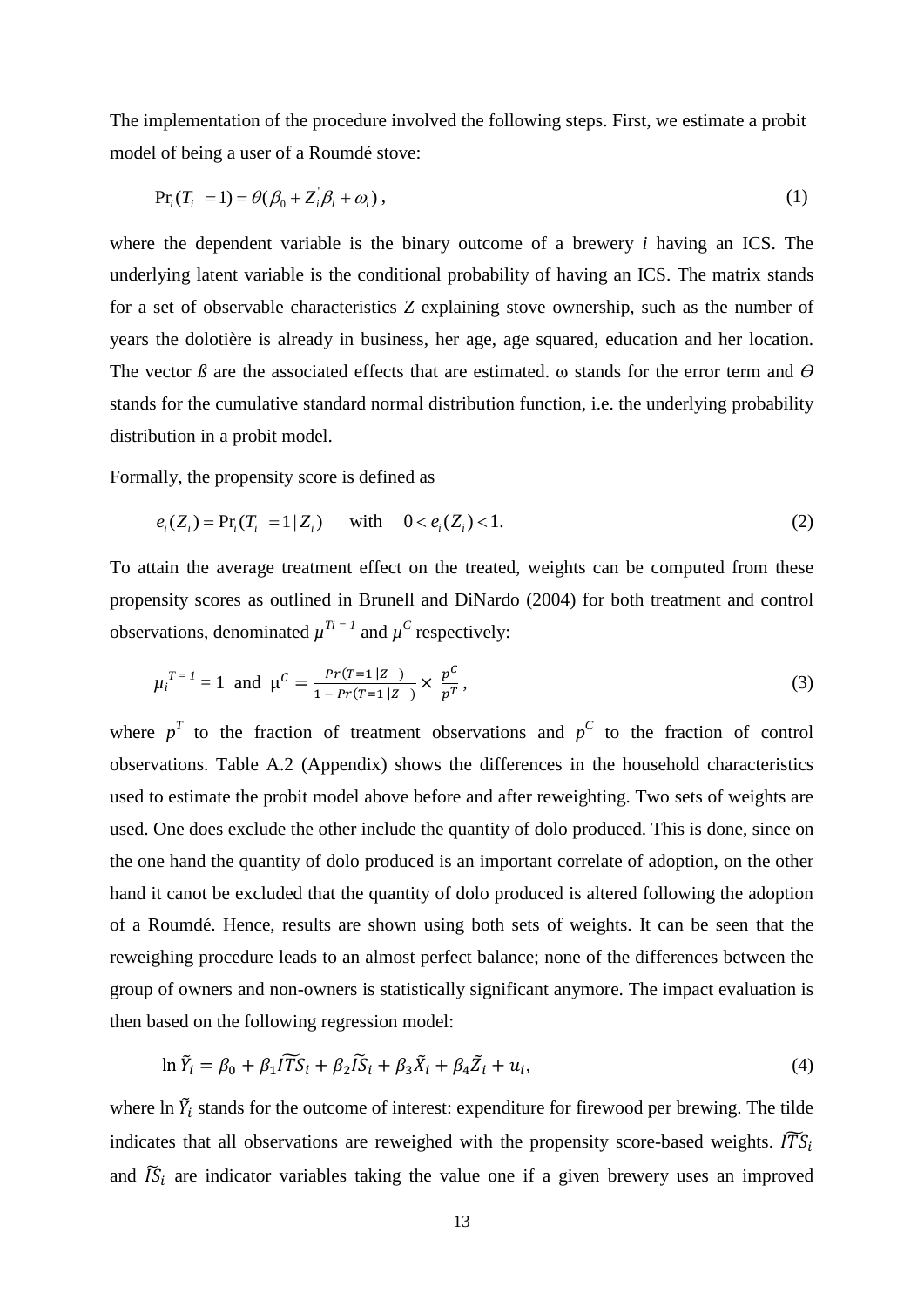The implementation of the procedure involved the following steps. First, we estimate a probit model of being a user of a Roumdé stove:

$$\Pr_i(T_i = 1) = \theta(\beta_0 + Z_i^{'}\beta_l + \omega_i)\,, \tag{1}$$

where the dependent variable is the binary outcome of a brewery *i* having an ICS. The underlying latent variable is the conditional probability of having an ICS. The matrix stands for a set of observable characteristics *Z* explaining stove ownership, such as the number of years the dolotière is already in business, her age, age squared, education and her location. The vector *ß* are the associated effects that are estimated. ω stands for the error term and *Θ* stands for the cumulative standard normal distribution function, i.e. the underlying probability distribution in a probit model.

Formally, the propensity score is defined as

$$e_i(Z_i) = \Pr_i(T_i = 1 \mid Z_i) \quad \text{with} \quad 0 < e_i(Z_i) < 1. \tag{2}$$

To attain the average treatment effect on the treated, weights can be computed from these propensity scores as outlined in Brunell and DiNardo (2004) for both treatment and control observations, denominated $\mu^{Ti=1}$ and $\mu^{C}$ respectively:

$$\mu_i^{T=1} = 1 \;\text{ and }\; \mu^{C} = \frac{Pr(T=1 \mid Z\;\;)}{1 - Pr(T=1 \mid Z\;\;)} \times \frac{p^{C}}{p^{T}}\,, \tag{3}$$

where $p^T$ to the fraction of treatment observations and $p^C$ to the fraction of control observations. Table A.2 (Appendix) shows the differences in the household characteristics used to estimate the probit model above before and after reweighting. Two sets of weights are used. One does exclude the other include the quantity of dolo produced. This is done, since on the one hand the quantity of dolo produced is an important correlate of adoption, on the other hand it canot be excluded that the quantity of dolo produced is altered following the adoption of a Roumdé. Hence, results are shown using both sets of weights. It can be seen that the reweighing procedure leads to an almost perfect balance; none of the differences between the group of owners and non-owners is statistically significant anymore. The impact evaluation is then based on the following regression model:

$$\ln \tilde{Y}_i = \beta_0 + \beta_1 \widetilde{ITS}_i + \beta_2 \widetilde{IS}_i + \beta_3 \tilde{X}_i + \beta_4 \tilde{Z}_i + u_i, \tag{4}$$

where $\ln \tilde{Y}_i$ stands for the outcome of interest: expenditure for firewood per brewing. The tilde indicates that all observations are reweighed with the propensity score-based weights. $\widetilde{ITS}_i$ and $\widetilde{IS}_i$ are indicator variables taking the value one if a given brewery uses an improved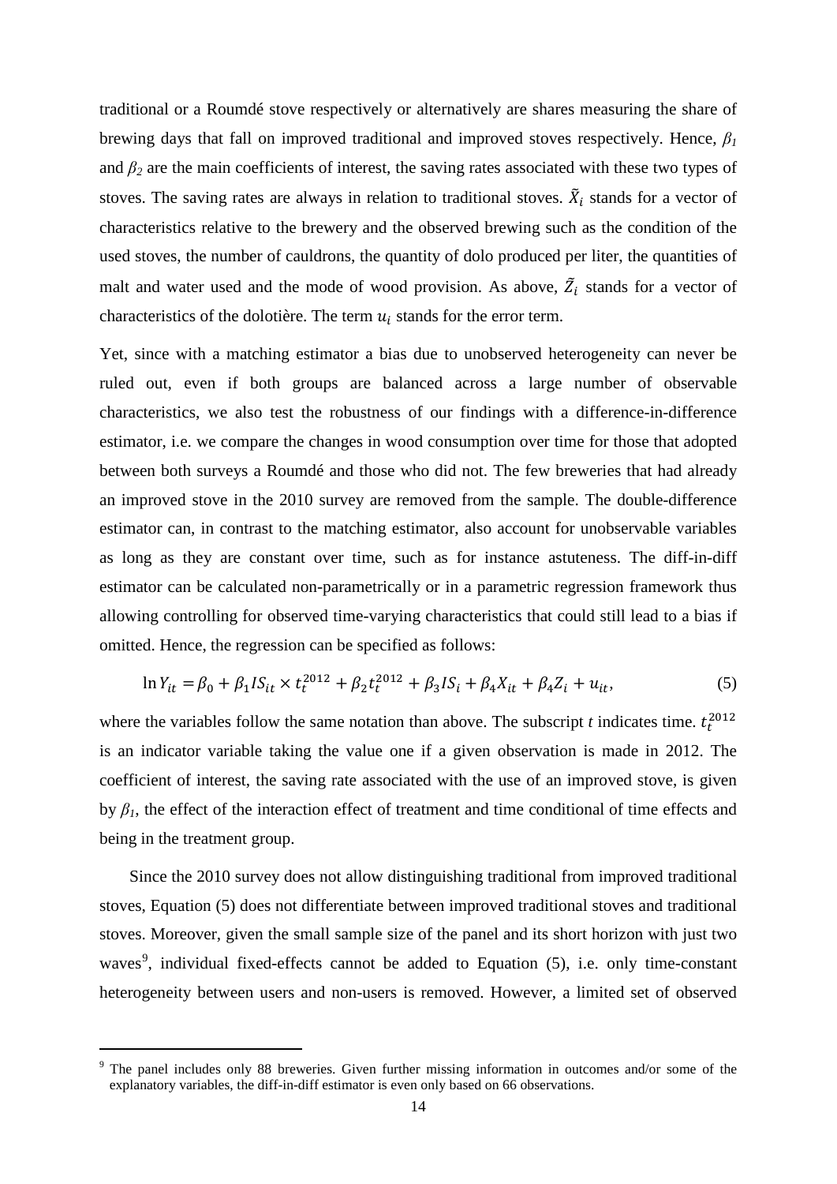traditional or a Roumdé stove respectively or alternatively are shares measuring the share of brewing days that fall on improved traditional and improved stoves respectively. Hence, $\beta_1$ and $\beta_2$ are the main coefficients of interest, the saving rates associated with these two types of stoves. The saving rates are always in relation to traditional stoves. $\tilde{X}_i$ stands for a vector of characteristics relative to the brewery and the observed brewing such as the condition of the used stoves, the number of cauldrons, the quantity of dolo produced per liter, the quantities of malt and water used and the mode of wood provision. As above, $\tilde{Z}_i$ stands for a vector of characteristics of the dolotière. The term $u_i$ stands for the error term.

Yet, since with a matching estimator a bias due to unobserved heterogeneity can never be ruled out, even if both groups are balanced across a large number of observable characteristics, we also test the robustness of our findings with a difference-in-difference estimator, i.e. we compare the changes in wood consumption over time for those that adopted between both surveys a Roumdé and those who did not. The few breweries that had already an improved stove in the 2010 survey are removed from the sample. The double-difference estimator can, in contrast to the matching estimator, also account for unobservable variables as long as they are constant over time, such as for instance astuteness. The diff-in-diff estimator can be calculated non-parametrically or in a parametric regression framework thus allowing controlling for observed time-varying characteristics that could still lead to a bias if omitted. Hence, the regression can be specified as follows:

$$\ln Y_{it} = \beta_0 + \beta_1 IS_{it} \times t_t^{2012} + \beta_2 t_t^{2012} + \beta_3 IS_i + \beta_4 X_{it} + \beta_4 Z_i + u_{it}, \quad (5)$$

where the variables follow the same notation than above. The subscript $t$ indicates time. $t_t^{2012}$ is an indicator variable taking the value one if a given observation is made in 2012. The coefficient of interest, the saving rate associated with the use of an improved stove, is given by $\beta_1$, the effect of the interaction effect of treatment and time conditional of time effects and being in the treatment group.

Since the 2010 survey does not allow distinguishing traditional from improved traditional stoves, Equation (5) does not differentiate between improved traditional stoves and traditional stoves. Moreover, given the small sample size of the panel and its short horizon with just two waves[9], individual fixed-effects cannot be added to Equation (5), i.e. only time-constant heterogeneity between users and non-users is removed. However, a limited set of observed

[9] The panel includes only 88 breweries. Given further missing information in outcomes and/or some of the explanatory variables, the diff-in-diff estimator is even only based on 66 observations.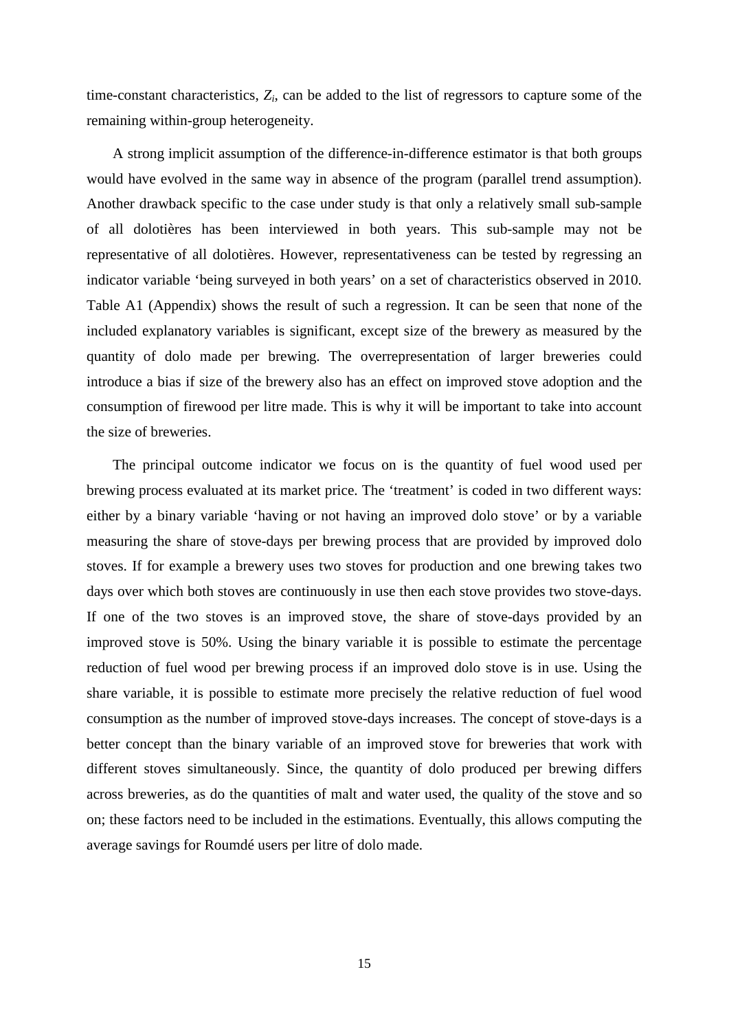time-constant characteristics, $Z_i$, can be added to the list of regressors to capture some of the remaining within-group heterogeneity.

A strong implicit assumption of the difference-in-difference estimator is that both groups would have evolved in the same way in absence of the program (parallel trend assumption). Another drawback specific to the case under study is that only a relatively small sub-sample of all dolotières has been interviewed in both years. This sub-sample may not be representative of all dolotières. However, representativeness can be tested by regressing an indicator variable 'being surveyed in both years' on a set of characteristics observed in 2010. Table A1 (Appendix) shows the result of such a regression. It can be seen that none of the included explanatory variables is significant, except size of the brewery as measured by the quantity of dolo made per brewing. The overrepresentation of larger breweries could introduce a bias if size of the brewery also has an effect on improved stove adoption and the consumption of firewood per litre made. This is why it will be important to take into account the size of breweries.

The principal outcome indicator we focus on is the quantity of fuel wood used per brewing process evaluated at its market price. The 'treatment' is coded in two different ways: either by a binary variable 'having or not having an improved dolo stove' or by a variable measuring the share of stove-days per brewing process that are provided by improved dolo stoves. If for example a brewery uses two stoves for production and one brewing takes two days over which both stoves are continuously in use then each stove provides two stove-days. If one of the two stoves is an improved stove, the share of stove-days provided by an improved stove is 50%. Using the binary variable it is possible to estimate the percentage reduction of fuel wood per brewing process if an improved dolo stove is in use. Using the share variable, it is possible to estimate more precisely the relative reduction of fuel wood consumption as the number of improved stove-days increases. The concept of stove-days is a better concept than the binary variable of an improved stove for breweries that work with different stoves simultaneously. Since, the quantity of dolo produced per brewing differs across breweries, as do the quantities of malt and water used, the quality of the stove and so on; these factors need to be included in the estimations. Eventually, this allows computing the average savings for Roumdé users per litre of dolo made.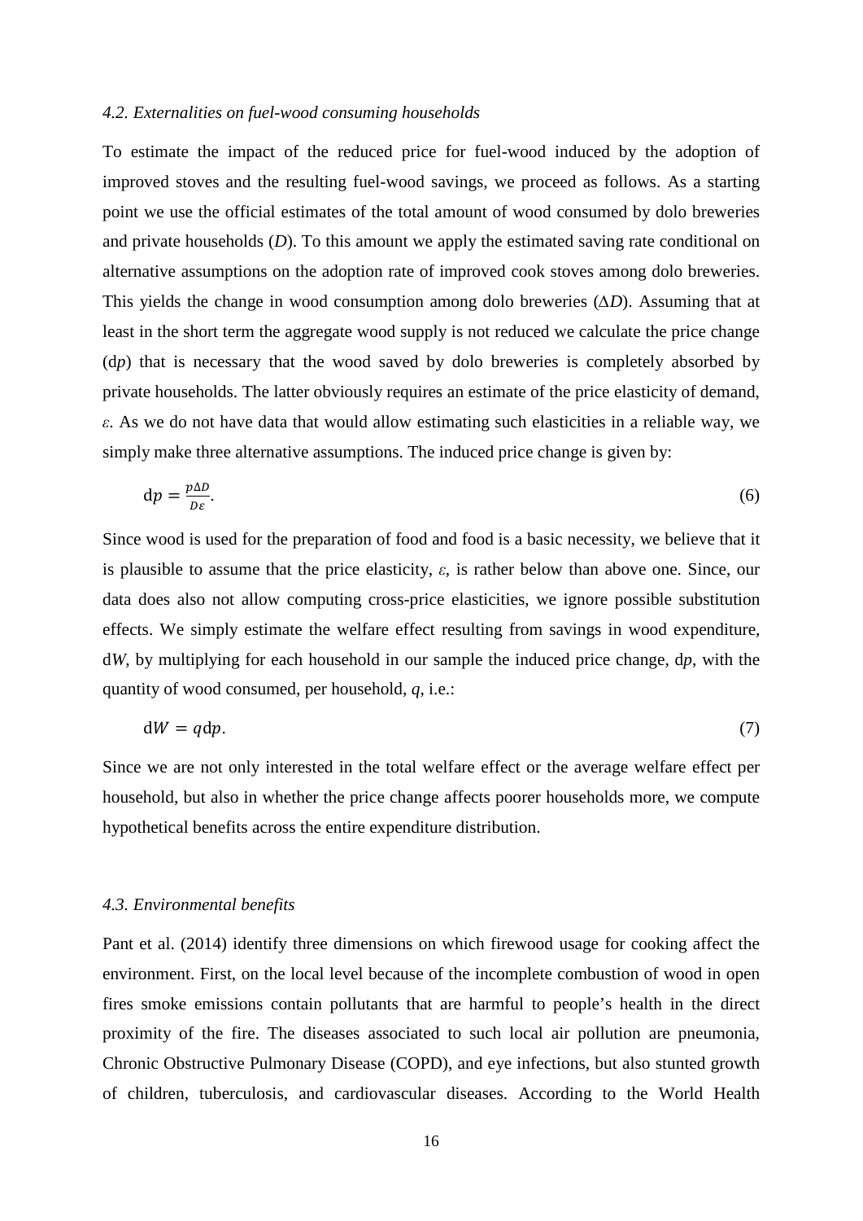### *4.2. Externalities on fuel-wood consuming households*

To estimate the impact of the reduced price for fuel-wood induced by the adoption of improved stoves and the resulting fuel-wood savings, we proceed as follows. As a starting point we use the official estimates of the total amount of wood consumed by dolo breweries and private households ($D$). To this amount we apply the estimated saving rate conditional on alternative assumptions on the adoption rate of improved cook stoves among dolo breweries. This yields the change in wood consumption among dolo breweries ($\Delta D$). Assuming that at least in the short term the aggregate wood supply is not reduced we calculate the price change ($\mathrm{d}p$) that is necessary that the wood saved by dolo breweries is completely absorbed by private households. The latter obviously requires an estimate of the price elasticity of demand, $\varepsilon$. As we do not have data that would allow estimating such elasticities in a reliable way, we simply make three alternative assumptions. The induced price change is given by:

$$\mathrm{d}p = \frac{p\Delta D}{D\varepsilon}. \tag{6}$$

Since wood is used for the preparation of food and food is a basic necessity, we believe that it is plausible to assume that the price elasticity, $\varepsilon$, is rather below than above one. Since, our data does also not allow computing cross-price elasticities, we ignore possible substitution effects. We simply estimate the welfare effect resulting from savings in wood expenditure, $\mathrm{d}W$, by multiplying for each household in our sample the induced price change, $\mathrm{d}p$, with the quantity of wood consumed, per household, $q$, i.e.:

$$\mathrm{d}W = q\mathrm{d}p. \tag{7}$$

Since we are not only interested in the total welfare effect or the average welfare effect per household, but also in whether the price change affects poorer households more, we compute hypothetical benefits across the entire expenditure distribution.

### *4.3. Environmental benefits*

Pant et al. (2014) identify three dimensions on which firewood usage for cooking affect the environment. First, on the local level because of the incomplete combustion of wood in open fires smoke emissions contain pollutants that are harmful to people's health in the direct proximity of the fire. The diseases associated to such local air pollution are pneumonia, Chronic Obstructive Pulmonary Disease (COPD), and eye infections, but also stunted growth of children, tuberculosis, and cardiovascular diseases. According to the World Health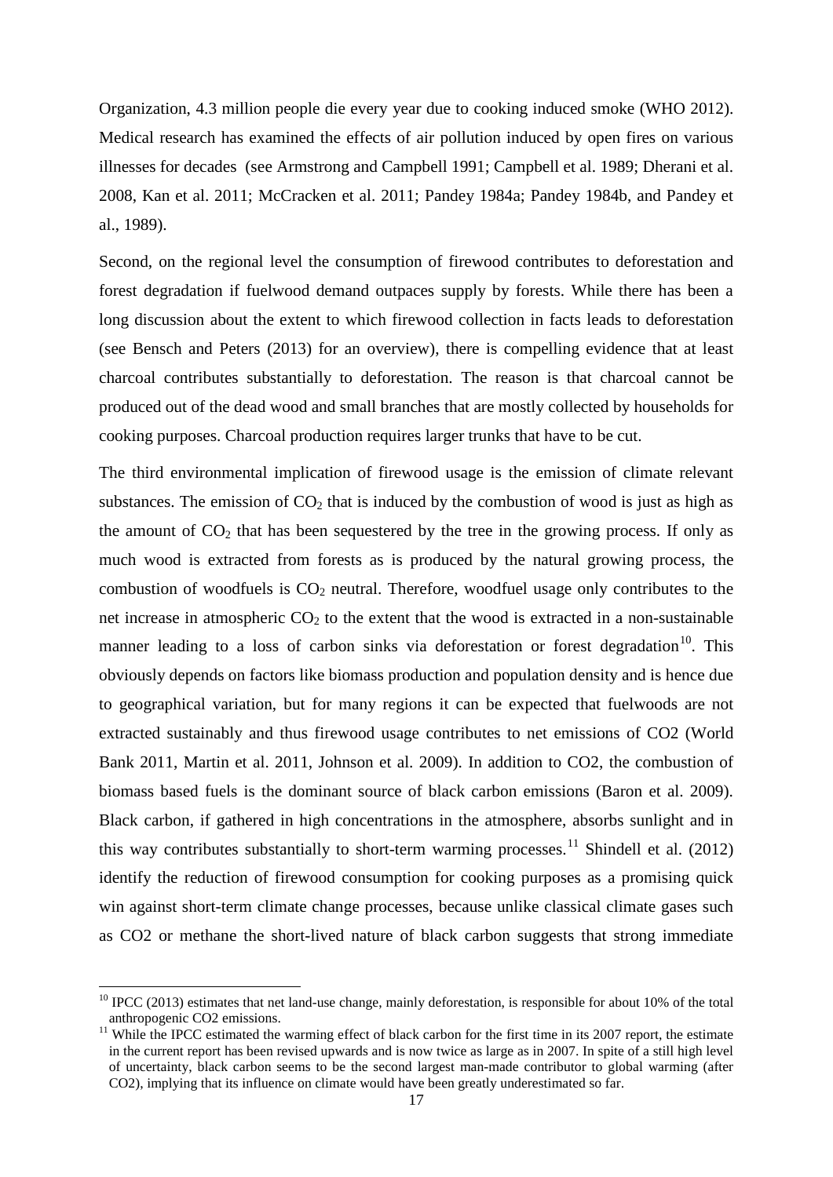Organization, 4.3 million people die every year due to cooking induced smoke (WHO 2012). Medical research has examined the effects of air pollution induced by open fires on various illnesses for decades (see Armstrong and Campbell 1991; Campbell et al. 1989; Dherani et al. 2008, Kan et al. 2011; McCracken et al. 2011; Pandey 1984a; Pandey 1984b, and Pandey et al., 1989).

Second, on the regional level the consumption of firewood contributes to deforestation and forest degradation if fuelwood demand outpaces supply by forests. While there has been a long discussion about the extent to which firewood collection in facts leads to deforestation (see Bensch and Peters (2013) for an overview), there is compelling evidence that at least charcoal contributes substantially to deforestation. The reason is that charcoal cannot be produced out of the dead wood and small branches that are mostly collected by households for cooking purposes. Charcoal production requires larger trunks that have to be cut.

The third environmental implication of firewood usage is the emission of climate relevant substances. The emission of $CO_2$ that is induced by the combustion of wood is just as high as the amount of $CO_2$ that has been sequestered by the tree in the growing process. If only as much wood is extracted from forests as is produced by the natural growing process, the combustion of woodfuels is $CO_2$ neutral. Therefore, woodfuel usage only contributes to the net increase in atmospheric $CO_2$ to the extent that the wood is extracted in a non-sustainable manner leading to a loss of carbon sinks via deforestation or forest degradation[10]. This obviously depends on factors like biomass production and population density and is hence due to geographical variation, but for many regions it can be expected that fuelwoods are not extracted sustainably and thus firewood usage contributes to net emissions of CO2 (World Bank 2011, Martin et al. 2011, Johnson et al. 2009). In addition to CO2, the combustion of biomass based fuels is the dominant source of black carbon emissions (Baron et al. 2009). Black carbon, if gathered in high concentrations in the atmosphere, absorbs sunlight and in this way contributes substantially to short-term warming processes.[11] Shindell et al. (2012) identify the reduction of firewood consumption for cooking purposes as a promising quick win against short-term climate change processes, because unlike classical climate gases such as CO2 or methane the short-lived nature of black carbon suggests that strong immediate

[10] IPCC (2013) estimates that net land-use change, mainly deforestation, is responsible for about 10% of the total anthropogenic CO2 emissions.

[11] While the IPCC estimated the warming effect of black carbon for the first time in its 2007 report, the estimate in the current report has been revised upwards and is now twice as large as in 2007. In spite of a still high level of uncertainty, black carbon seems to be the second largest man-made contributor to global warming (after CO2), implying that its influence on climate would have been greatly underestimated so far.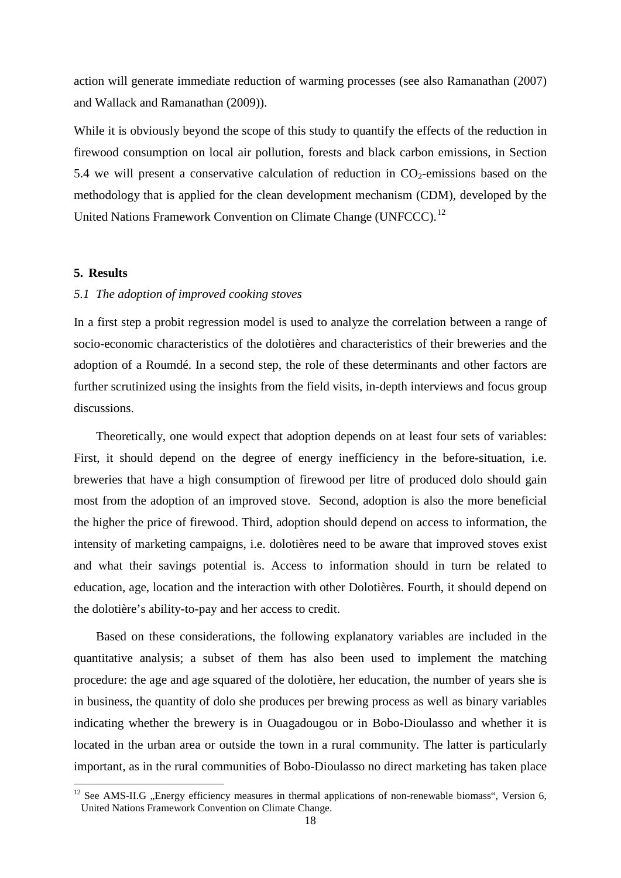action will generate immediate reduction of warming processes (see also Ramanathan (2007) and Wallack and Ramanathan (2009)).

While it is obviously beyond the scope of this study to quantify the effects of the reduction in firewood consumption on local air pollution, forests and black carbon emissions, in Section 5.4 we will present a conservative calculation of reduction in $CO_2$-emissions based on the methodology that is applied for the clean development mechanism (CDM), developed by the United Nations Framework Convention on Climate Change (UNFCCC).[12]

## 5. Results

### *5.1 The adoption of improved cooking stoves*

In a first step a probit regression model is used to analyze the correlation between a range of socio-economic characteristics of the dolotières and characteristics of their breweries and the adoption of a Roumdé. In a second step, the role of these determinants and other factors are further scrutinized using the insights from the field visits, in-depth interviews and focus group discussions.

Theoretically, one would expect that adoption depends on at least four sets of variables: First, it should depend on the degree of energy inefficiency in the before-situation, i.e. breweries that have a high consumption of firewood per litre of produced dolo should gain most from the adoption of an improved stove. Second, adoption is also the more beneficial the higher the price of firewood. Third, adoption should depend on access to information, the intensity of marketing campaigns, i.e. dolotières need to be aware that improved stoves exist and what their savings potential is. Access to information should in turn be related to education, age, location and the interaction with other Dolotières. Fourth, it should depend on the dolotière's ability-to-pay and her access to credit.

Based on these considerations, the following explanatory variables are included in the quantitative analysis; a subset of them has also been used to implement the matching procedure: the age and age squared of the dolotière, her education, the number of years she is in business, the quantity of dolo she produces per brewing process as well as binary variables indicating whether the brewery is in Ouagadougou or in Bobo-Dioulasso and whether it is located in the urban area or outside the town in a rural community. The latter is particularly important, as in the rural communities of Bobo-Dioulasso no direct marketing has taken place

[12] See AMS-II.G „Energy efficiency measures in thermal applications of non-renewable biomass", Version 6, United Nations Framework Convention on Climate Change.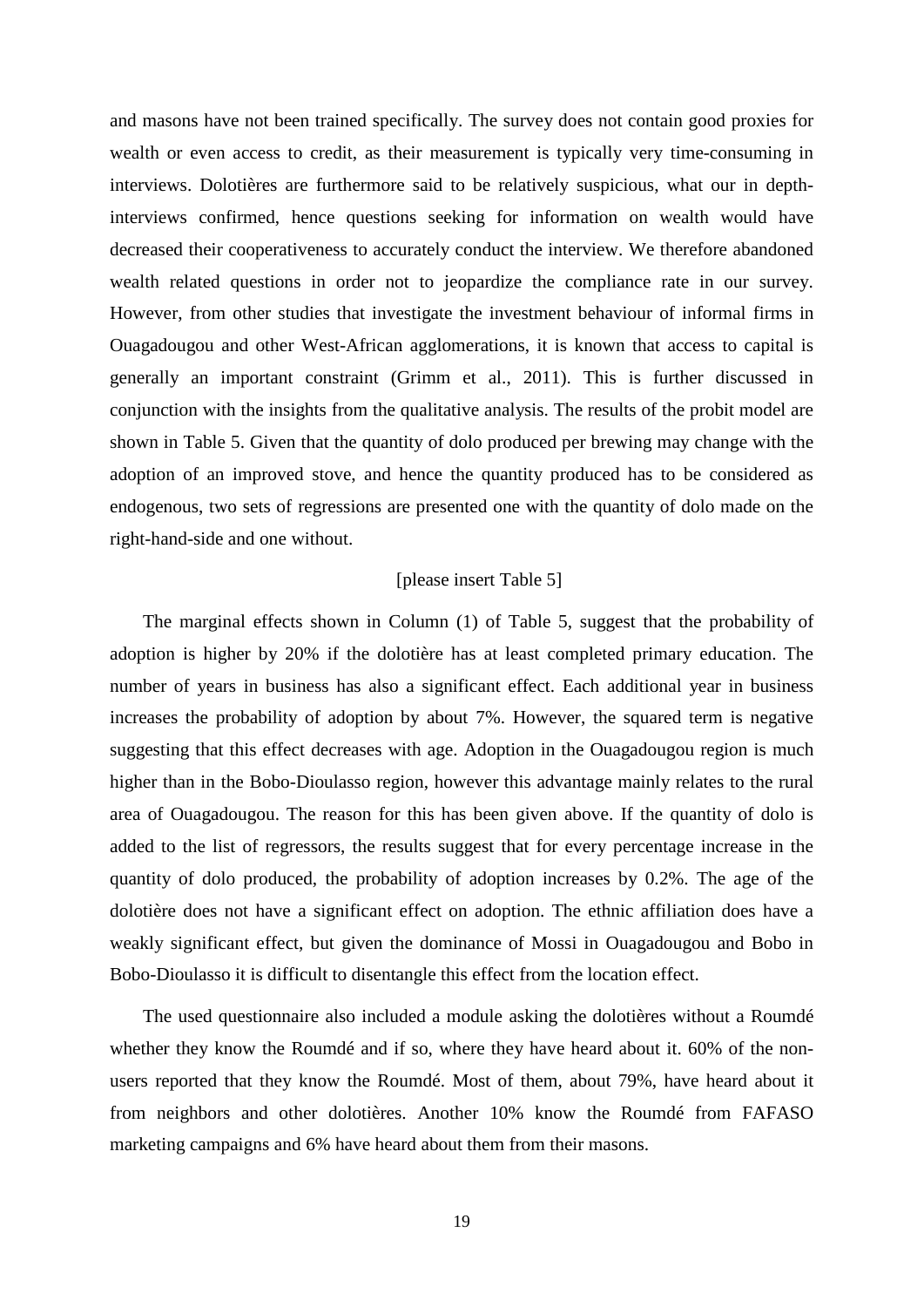and masons have not been trained specifically. The survey does not contain good proxies for wealth or even access to credit, as their measurement is typically very time-consuming in interviews. Dolotières are furthermore said to be relatively suspicious, what our in depth-interviews confirmed, hence questions seeking for information on wealth would have decreased their cooperativeness to accurately conduct the interview. We therefore abandoned wealth related questions in order not to jeopardize the compliance rate in our survey. However, from other studies that investigate the investment behaviour of informal firms in Ouagadougou and other West-African agglomerations, it is known that access to capital is generally an important constraint (Grimm et al., 2011). This is further discussed in conjunction with the insights from the qualitative analysis. The results of the probit model are shown in Table 5. Given that the quantity of dolo produced per brewing may change with the adoption of an improved stove, and hence the quantity produced has to be considered as endogenous, two sets of regressions are presented one with the quantity of dolo made on the right-hand-side and one without.

[please insert Table 5]

The marginal effects shown in Column (1) of Table 5, suggest that the probability of adoption is higher by 20% if the dolotière has at least completed primary education. The number of years in business has also a significant effect. Each additional year in business increases the probability of adoption by about 7%. However, the squared term is negative suggesting that this effect decreases with age. Adoption in the Ouagadougou region is much higher than in the Bobo-Dioulasso region, however this advantage mainly relates to the rural area of Ouagadougou. The reason for this has been given above. If the quantity of dolo is added to the list of regressors, the results suggest that for every percentage increase in the quantity of dolo produced, the probability of adoption increases by 0.2%. The age of the dolotière does not have a significant effect on adoption. The ethnic affiliation does have a weakly significant effect, but given the dominance of Mossi in Ouagadougou and Bobo in Bobo-Dioulasso it is difficult to disentangle this effect from the location effect.

The used questionnaire also included a module asking the dolotières without a Roumdé whether they know the Roumdé and if so, where they have heard about it. 60% of the non-users reported that they know the Roumdé. Most of them, about 79%, have heard about it from neighbors and other dolotières. Another 10% know the Roumdé from FAFASO marketing campaigns and 6% have heard about them from their masons.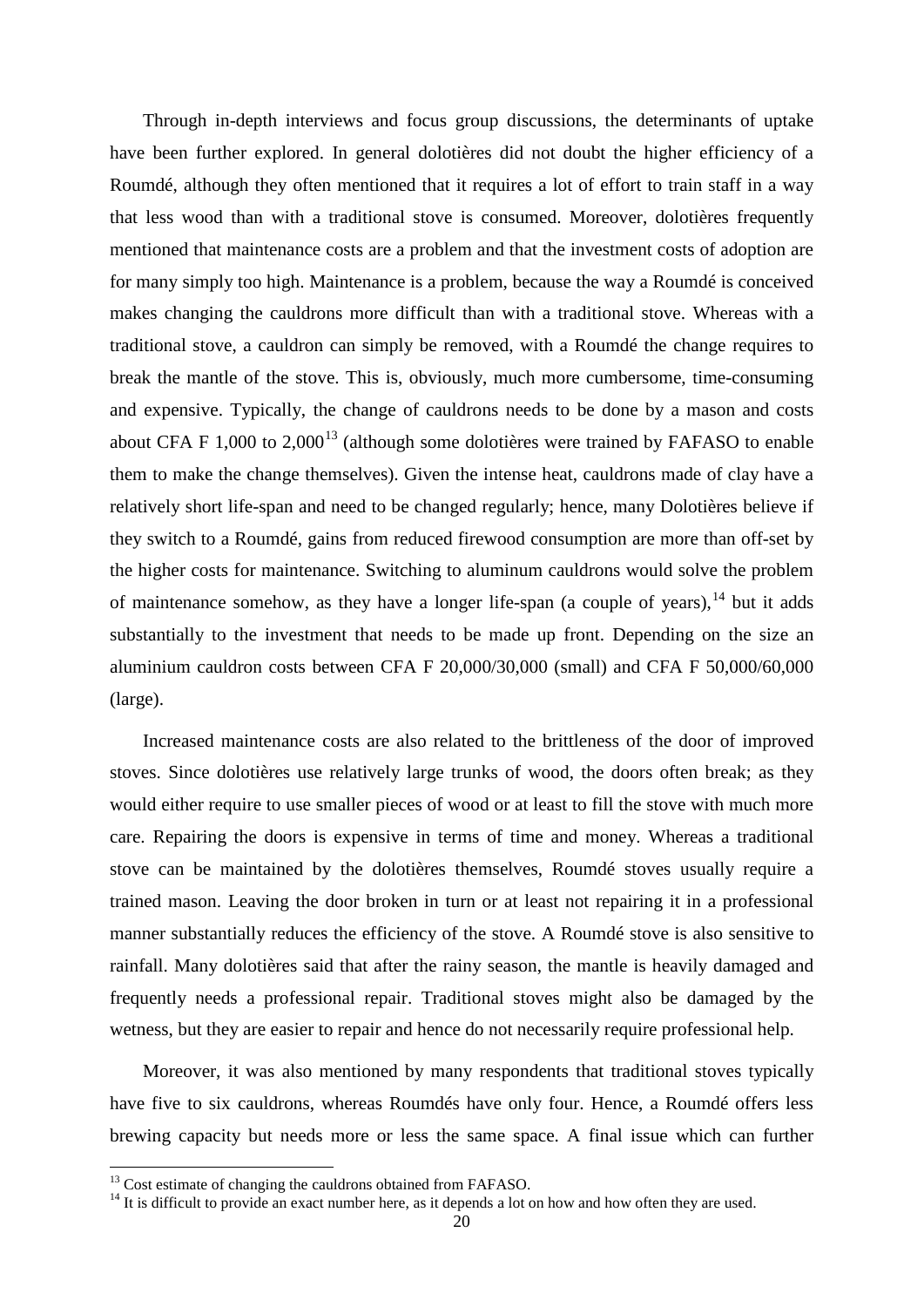Through in-depth interviews and focus group discussions, the determinants of uptake have been further explored. In general dolotières did not doubt the higher efficiency of a Roumdé, although they often mentioned that it requires a lot of effort to train staff in a way that less wood than with a traditional stove is consumed. Moreover, dolotières frequently mentioned that maintenance costs are a problem and that the investment costs of adoption are for many simply too high. Maintenance is a problem, because the way a Roumdé is conceived makes changing the cauldrons more difficult than with a traditional stove. Whereas with a traditional stove, a cauldron can simply be removed, with a Roumdé the change requires to break the mantle of the stove. This is, obviously, much more cumbersome, time-consuming and expensive. Typically, the change of cauldrons needs to be done by a mason and costs about CFA F 1,000 to 2,000[13] (although some dolotières were trained by FAFASO to enable them to make the change themselves). Given the intense heat, cauldrons made of clay have a relatively short life-span and need to be changed regularly; hence, many Dolotières believe if they switch to a Roumdé, gains from reduced firewood consumption are more than off-set by the higher costs for maintenance. Switching to aluminum cauldrons would solve the problem of maintenance somehow, as they have a longer life-span (a couple of years),[14] but it adds substantially to the investment that needs to be made up front. Depending on the size an aluminium cauldron costs between CFA F 20,000/30,000 (small) and CFA F 50,000/60,000 (large).

Increased maintenance costs are also related to the brittleness of the door of improved stoves. Since dolotières use relatively large trunks of wood, the doors often break; as they would either require to use smaller pieces of wood or at least to fill the stove with much more care. Repairing the doors is expensive in terms of time and money. Whereas a traditional stove can be maintained by the dolotières themselves, Roumdé stoves usually require a trained mason. Leaving the door broken in turn or at least not repairing it in a professional manner substantially reduces the efficiency of the stove. A Roumdé stove is also sensitive to rainfall. Many dolotières said that after the rainy season, the mantle is heavily damaged and frequently needs a professional repair. Traditional stoves might also be damaged by the wetness, but they are easier to repair and hence do not necessarily require professional help.

Moreover, it was also mentioned by many respondents that traditional stoves typically have five to six cauldrons, whereas Roumdés have only four. Hence, a Roumdé offers less brewing capacity but needs more or less the same space. A final issue which can further

[13] Cost estimate of changing the cauldrons obtained from FAFASO.

[14] It is difficult to provide an exact number here, as it depends a lot on how and how often they are used.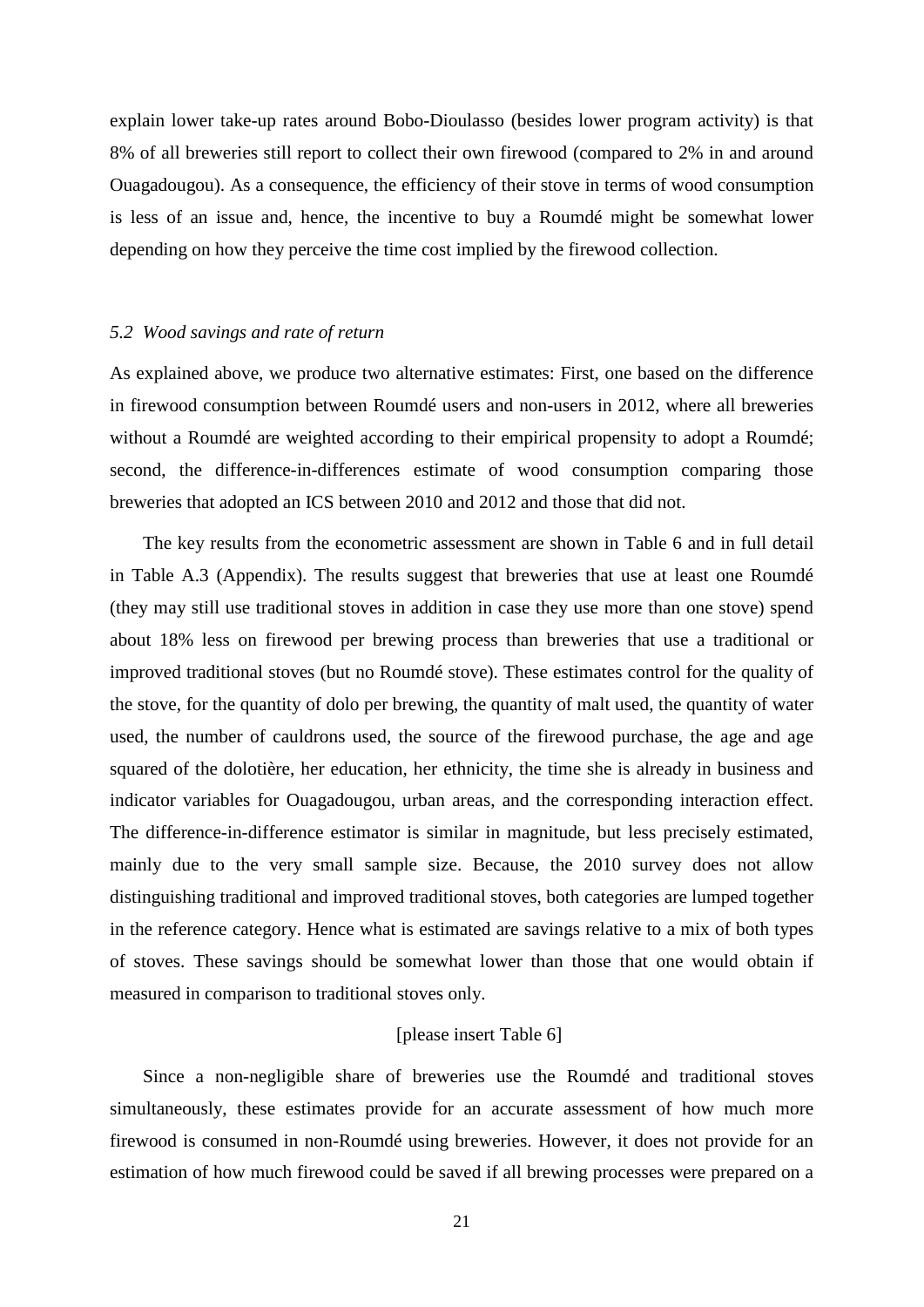explain lower take-up rates around Bobo-Dioulasso (besides lower program activity) is that 8% of all breweries still report to collect their own firewood (compared to 2% in and around Ouagadougou). As a consequence, the efficiency of their stove in terms of wood consumption is less of an issue and, hence, the incentive to buy a Roumdé might be somewhat lower depending on how they perceive the time cost implied by the firewood collection.

### *5.2 Wood savings and rate of return*

As explained above, we produce two alternative estimates: First, one based on the difference in firewood consumption between Roumdé users and non-users in 2012, where all breweries without a Roumdé are weighted according to their empirical propensity to adopt a Roumdé; second, the difference-in-differences estimate of wood consumption comparing those breweries that adopted an ICS between 2010 and 2012 and those that did not.

The key results from the econometric assessment are shown in Table 6 and in full detail in Table A.3 (Appendix). The results suggest that breweries that use at least one Roumdé (they may still use traditional stoves in addition in case they use more than one stove) spend about 18% less on firewood per brewing process than breweries that use a traditional or improved traditional stoves (but no Roumdé stove). These estimates control for the quality of the stove, for the quantity of dolo per brewing, the quantity of malt used, the quantity of water used, the number of cauldrons used, the source of the firewood purchase, the age and age squared of the dolotière, her education, her ethnicity, the time she is already in business and indicator variables for Ouagadougou, urban areas, and the corresponding interaction effect. The difference-in-difference estimator is similar in magnitude, but less precisely estimated, mainly due to the very small sample size. Because, the 2010 survey does not allow distinguishing traditional and improved traditional stoves, both categories are lumped together in the reference category. Hence what is estimated are savings relative to a mix of both types of stoves. These savings should be somewhat lower than those that one would obtain if measured in comparison to traditional stoves only.

[please insert Table 6]

Since a non-negligible share of breweries use the Roumdé and traditional stoves simultaneously, these estimates provide for an accurate assessment of how much more firewood is consumed in non-Roumdé using breweries. However, it does not provide for an estimation of how much firewood could be saved if all brewing processes were prepared on a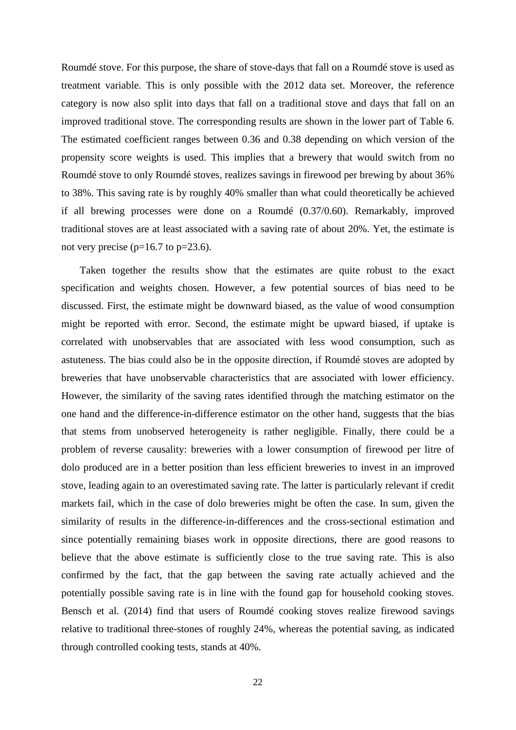Roumdé stove. For this purpose, the share of stove-days that fall on a Roumdé stove is used as treatment variable. This is only possible with the 2012 data set. Moreover, the reference category is now also split into days that fall on a traditional stove and days that fall on an improved traditional stove. The corresponding results are shown in the lower part of Table 6. The estimated coefficient ranges between 0.36 and 0.38 depending on which version of the propensity score weights is used. This implies that a brewery that would switch from no Roumdé stove to only Roumdé stoves, realizes savings in firewood per brewing by about 36% to 38%. This saving rate is by roughly 40% smaller than what could theoretically be achieved if all brewing processes were done on a Roumdé (0.37/0.60). Remarkably, improved traditional stoves are at least associated with a saving rate of about 20%. Yet, the estimate is not very precise (p=16.7 to p=23.6).

Taken together the results show that the estimates are quite robust to the exact specification and weights chosen. However, a few potential sources of bias need to be discussed. First, the estimate might be downward biased, as the value of wood consumption might be reported with error. Second, the estimate might be upward biased, if uptake is correlated with unobservables that are associated with less wood consumption, such as astuteness. The bias could also be in the opposite direction, if Roumdé stoves are adopted by breweries that have unobservable characteristics that are associated with lower efficiency. However, the similarity of the saving rates identified through the matching estimator on the one hand and the difference-in-difference estimator on the other hand, suggests that the bias that stems from unobserved heterogeneity is rather negligible. Finally, there could be a problem of reverse causality: breweries with a lower consumption of firewood per litre of dolo produced are in a better position than less efficient breweries to invest in an improved stove, leading again to an overestimated saving rate. The latter is particularly relevant if credit markets fail, which in the case of dolo breweries might be often the case. In sum, given the similarity of results in the difference-in-differences and the cross-sectional estimation and since potentially remaining biases work in opposite directions, there are good reasons to believe that the above estimate is sufficiently close to the true saving rate. This is also confirmed by the fact, that the gap between the saving rate actually achieved and the potentially possible saving rate is in line with the found gap for household cooking stoves. Bensch et al. (2014) find that users of Roumdé cooking stoves realize firewood savings relative to traditional three-stones of roughly 24%, whereas the potential saving, as indicated through controlled cooking tests, stands at 40%.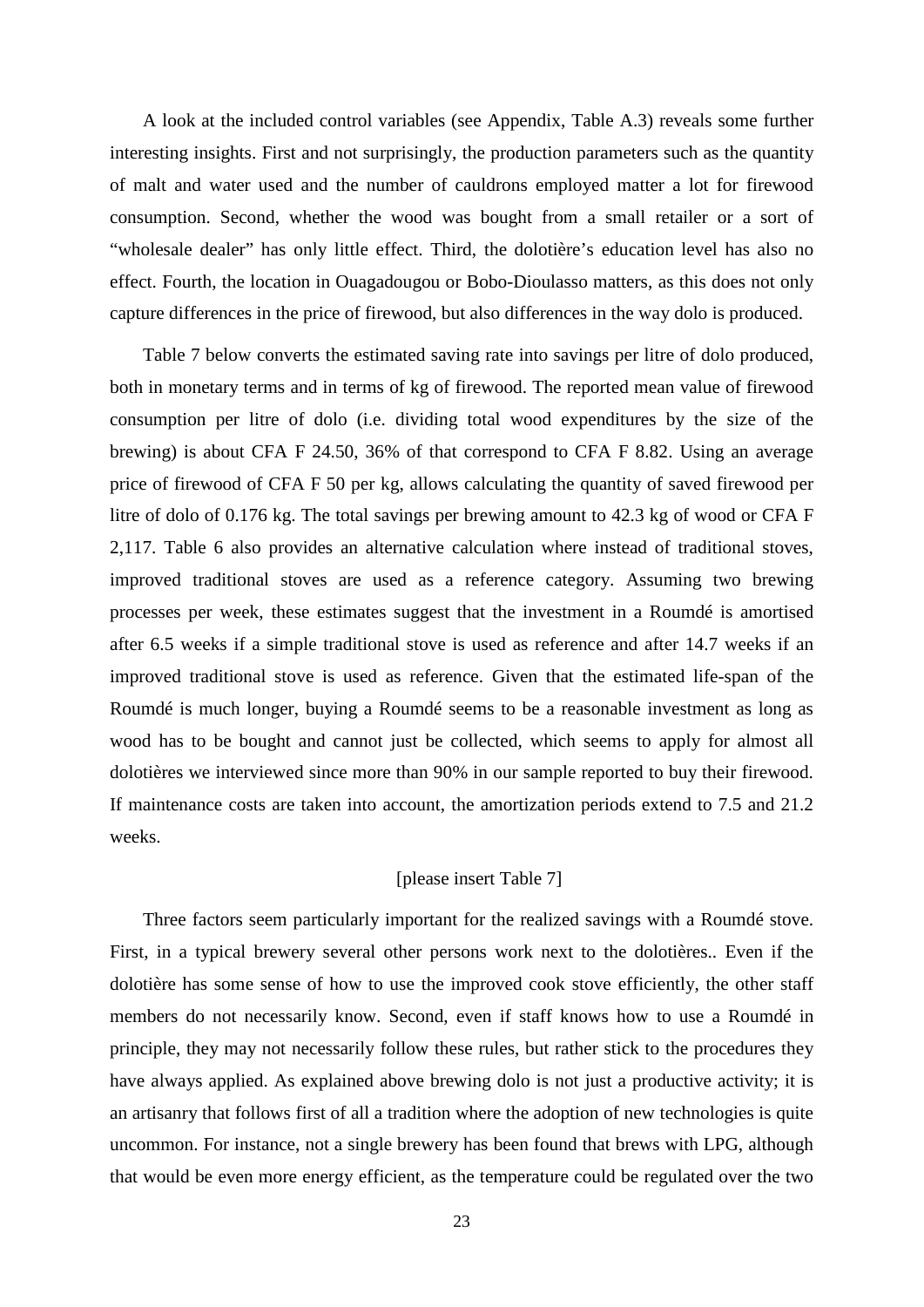A look at the included control variables (see Appendix, Table A.3) reveals some further interesting insights. First and not surprisingly, the production parameters such as the quantity of malt and water used and the number of cauldrons employed matter a lot for firewood consumption. Second, whether the wood was bought from a small retailer or a sort of "wholesale dealer" has only little effect. Third, the dolotière's education level has also no effect. Fourth, the location in Ouagadougou or Bobo-Dioulasso matters, as this does not only capture differences in the price of firewood, but also differences in the way dolo is produced.

Table 7 below converts the estimated saving rate into savings per litre of dolo produced, both in monetary terms and in terms of kg of firewood. The reported mean value of firewood consumption per litre of dolo (i.e. dividing total wood expenditures by the size of the brewing) is about CFA F 24.50, 36% of that correspond to CFA F 8.82. Using an average price of firewood of CFA F 50 per kg, allows calculating the quantity of saved firewood per litre of dolo of 0.176 kg. The total savings per brewing amount to 42.3 kg of wood or CFA F 2,117. Table 6 also provides an alternative calculation where instead of traditional stoves, improved traditional stoves are used as a reference category. Assuming two brewing processes per week, these estimates suggest that the investment in a Roumdé is amortised after 6.5 weeks if a simple traditional stove is used as reference and after 14.7 weeks if an improved traditional stove is used as reference. Given that the estimated life-span of the Roumdé is much longer, buying a Roumdé seems to be a reasonable investment as long as wood has to be bought and cannot just be collected, which seems to apply for almost all dolotières we interviewed since more than 90% in our sample reported to buy their firewood. If maintenance costs are taken into account, the amortization periods extend to 7.5 and 21.2 weeks.

[please insert Table 7]

Three factors seem particularly important for the realized savings with a Roumdé stove. First, in a typical brewery several other persons work next to the dolotières.. Even if the dolotière has some sense of how to use the improved cook stove efficiently, the other staff members do not necessarily know. Second, even if staff knows how to use a Roumdé in principle, they may not necessarily follow these rules, but rather stick to the procedures they have always applied. As explained above brewing dolo is not just a productive activity; it is an artisanry that follows first of all a tradition where the adoption of new technologies is quite uncommon. For instance, not a single brewery has been found that brews with LPG, although that would be even more energy efficient, as the temperature could be regulated over the two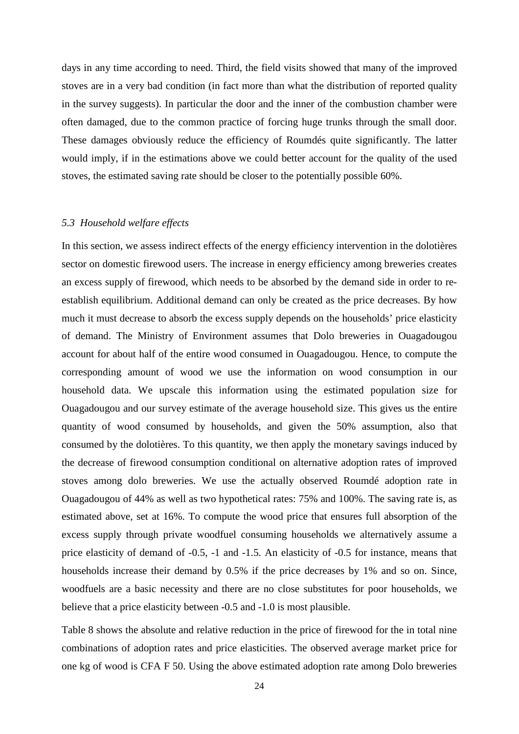days in any time according to need. Third, the field visits showed that many of the improved stoves are in a very bad condition (in fact more than what the distribution of reported quality in the survey suggests). In particular the door and the inner of the combustion chamber were often damaged, due to the common practice of forcing huge trunks through the small door. These damages obviously reduce the efficiency of Roumdés quite significantly. The latter would imply, if in the estimations above we could better account for the quality of the used stoves, the estimated saving rate should be closer to the potentially possible 60%.

### *5.3 Household welfare effects*

In this section, we assess indirect effects of the energy efficiency intervention in the dolotières sector on domestic firewood users. The increase in energy efficiency among breweries creates an excess supply of firewood, which needs to be absorbed by the demand side in order to re-establish equilibrium. Additional demand can only be created as the price decreases. By how much it must decrease to absorb the excess supply depends on the households' price elasticity of demand. The Ministry of Environment assumes that Dolo breweries in Ouagadougou account for about half of the entire wood consumed in Ouagadougou. Hence, to compute the corresponding amount of wood we use the information on wood consumption in our household data. We upscale this information using the estimated population size for Ouagadougou and our survey estimate of the average household size. This gives us the entire quantity of wood consumed by households, and given the 50% assumption, also that consumed by the dolotières. To this quantity, we then apply the monetary savings induced by the decrease of firewood consumption conditional on alternative adoption rates of improved stoves among dolo breweries. We use the actually observed Roumdé adoption rate in Ouagadougou of 44% as well as two hypothetical rates: 75% and 100%. The saving rate is, as estimated above, set at 16%. To compute the wood price that ensures full absorption of the excess supply through private woodfuel consuming households we alternatively assume a price elasticity of demand of -0.5, -1 and -1.5. An elasticity of -0.5 for instance, means that households increase their demand by 0.5% if the price decreases by 1% and so on. Since, woodfuels are a basic necessity and there are no close substitutes for poor households, we believe that a price elasticity between -0.5 and -1.0 is most plausible.

Table 8 shows the absolute and relative reduction in the price of firewood for the in total nine combinations of adoption rates and price elasticities. The observed average market price for one kg of wood is CFA F 50. Using the above estimated adoption rate among Dolo breweries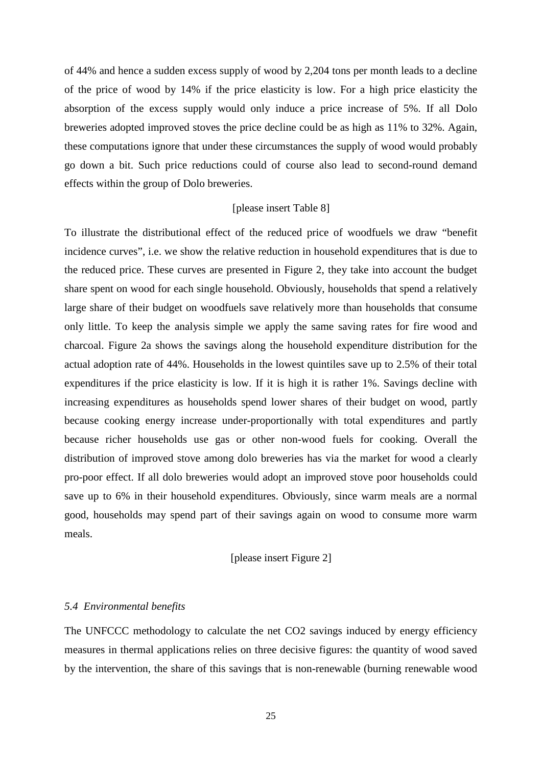of 44% and hence a sudden excess supply of wood by 2,204 tons per month leads to a decline of the price of wood by 14% if the price elasticity is low. For a high price elasticity the absorption of the excess supply would only induce a price increase of 5%. If all Dolo breweries adopted improved stoves the price decline could be as high as 11% to 32%. Again, these computations ignore that under these circumstances the supply of wood would probably go down a bit. Such price reductions could of course also lead to second-round demand effects within the group of Dolo breweries.

[please insert Table 8]

To illustrate the distributional effect of the reduced price of woodfuels we draw "benefit incidence curves", i.e. we show the relative reduction in household expenditures that is due to the reduced price. These curves are presented in Figure 2, they take into account the budget share spent on wood for each single household. Obviously, households that spend a relatively large share of their budget on woodfuels save relatively more than households that consume only little. To keep the analysis simple we apply the same saving rates for fire wood and charcoal. Figure 2a shows the savings along the household expenditure distribution for the actual adoption rate of 44%. Households in the lowest quintiles save up to 2.5% of their total expenditures if the price elasticity is low. If it is high it is rather 1%. Savings decline with increasing expenditures as households spend lower shares of their budget on wood, partly because cooking energy increase under-proportionally with total expenditures and partly because richer households use gas or other non-wood fuels for cooking. Overall the distribution of improved stove among dolo breweries has via the market for wood a clearly pro-poor effect. If all dolo breweries would adopt an improved stove poor households could save up to 6% in their household expenditures. Obviously, since warm meals are a normal good, households may spend part of their savings again on wood to consume more warm meals.

[please insert Figure 2]

### *5.4 Environmental benefits*

The UNFCCC methodology to calculate the net $CO_2$ savings induced by energy efficiency measures in thermal applications relies on three decisive figures: the quantity of wood saved by the intervention, the share of this savings that is non-renewable (burning renewable wood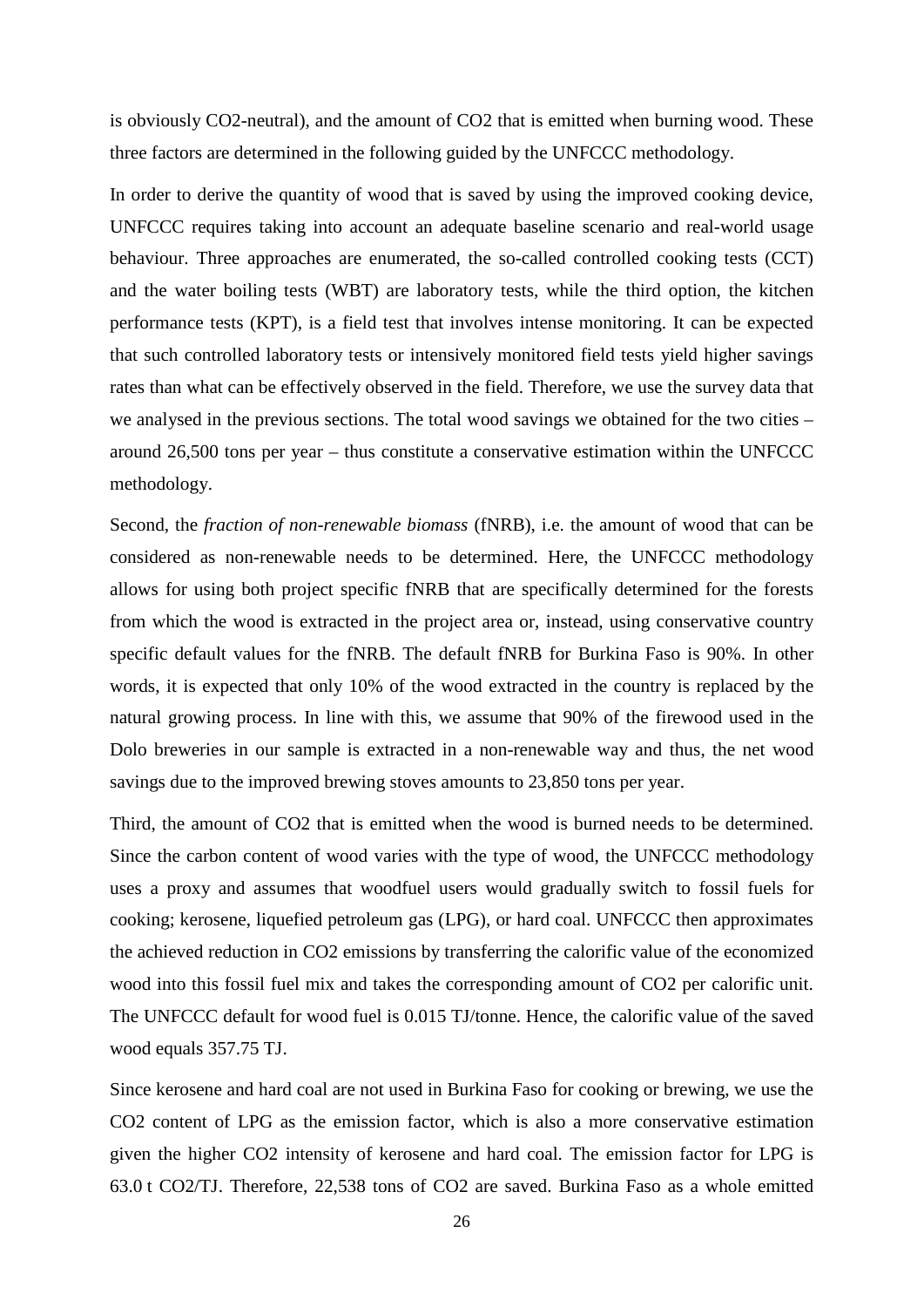is obviously $CO_2$-neutral), and the amount of $CO_2$ that is emitted when burning wood. These three factors are determined in the following guided by the UNFCCC methodology.

In order to derive the quantity of wood that is saved by using the improved cooking device, UNFCCC requires taking into account an adequate baseline scenario and real-world usage behaviour. Three approaches are enumerated, the so-called controlled cooking tests (CCT) and the water boiling tests (WBT) are laboratory tests, while the third option, the kitchen performance tests (KPT), is a field test that involves intense monitoring. It can be expected that such controlled laboratory tests or intensively monitored field tests yield higher savings rates than what can be effectively observed in the field. Therefore, we use the survey data that we analysed in the previous sections. The total wood savings we obtained for the two cities – around 26,500 tons per year – thus constitute a conservative estimation within the UNFCCC methodology.

Second, the *fraction of non-renewable biomass* (fNRB), i.e. the amount of wood that can be considered as non-renewable needs to be determined. Here, the UNFCCC methodology allows for using both project specific fNRB that are specifically determined for the forests from which the wood is extracted in the project area or, instead, using conservative country specific default values for the fNRB. The default fNRB for Burkina Faso is 90%. In other words, it is expected that only 10% of the wood extracted in the country is replaced by the natural growing process. In line with this, we assume that 90% of the firewood used in the Dolo breweries in our sample is extracted in a non-renewable way and thus, the net wood savings due to the improved brewing stoves amounts to 23,850 tons per year.

Third, the amount of $CO_2$ that is emitted when the wood is burned needs to be determined. Since the carbon content of wood varies with the type of wood, the UNFCCC methodology uses a proxy and assumes that woodfuel users would gradually switch to fossil fuels for cooking; kerosene, liquefied petroleum gas (LPG), or hard coal. UNFCCC then approximates the achieved reduction in $CO_2$ emissions by transferring the calorific value of the economized wood into this fossil fuel mix and takes the corresponding amount of $CO_2$ per calorific unit. The UNFCCC default for wood fuel is 0.015 TJ/tonne. Hence, the calorific value of the saved wood equals 357.75 TJ.

Since kerosene and hard coal are not used in Burkina Faso for cooking or brewing, we use the $CO_2$ content of LPG as the emission factor, which is also a more conservative estimation given the higher $CO_2$ intensity of kerosene and hard coal. The emission factor for LPG is 63.0 t $CO_2$/TJ. Therefore, 22,538 tons of $CO_2$ are saved. Burkina Faso as a whole emitted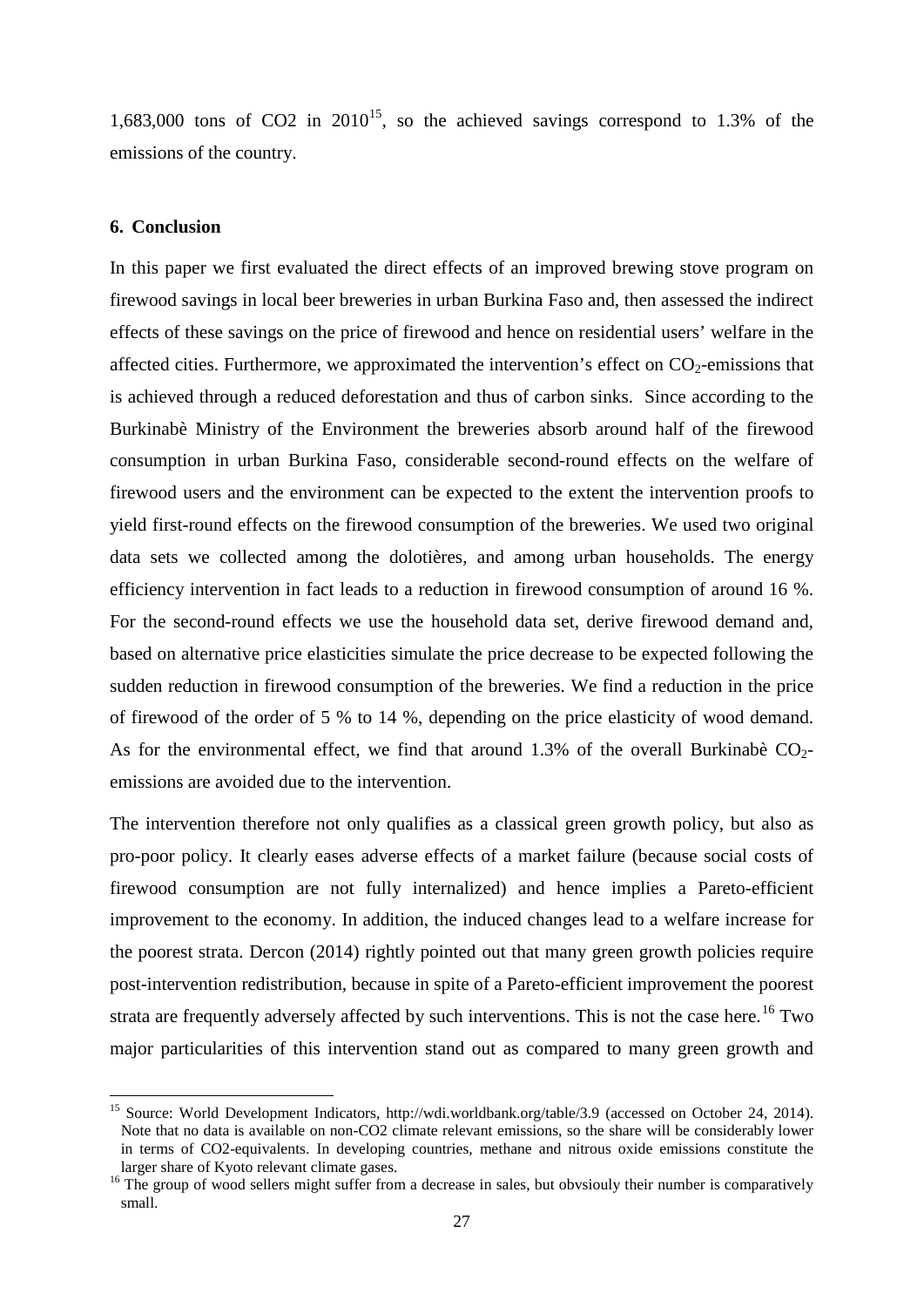1,683,000 tons of CO2 in 2010[15], so the achieved savings correspond to 1.3% of the emissions of the country.

## 6. Conclusion

In this paper we first evaluated the direct effects of an improved brewing stove program on firewood savings in local beer breweries in urban Burkina Faso and, then assessed the indirect effects of these savings on the price of firewood and hence on residential users' welfare in the affected cities. Furthermore, we approximated the intervention's effect on $CO_2$-emissions that is achieved through a reduced deforestation and thus of carbon sinks. Since according to the Burkinabè Ministry of the Environment the breweries absorb around half of the firewood consumption in urban Burkina Faso, considerable second-round effects on the welfare of firewood users and the environment can be expected to the extent the intervention proofs to yield first-round effects on the firewood consumption of the breweries. We used two original data sets we collected among the dolotières, and among urban households. The energy efficiency intervention in fact leads to a reduction in firewood consumption of around 16 %. For the second-round effects we use the household data set, derive firewood demand and, based on alternative price elasticities simulate the price decrease to be expected following the sudden reduction in firewood consumption of the breweries. We find a reduction in the price of firewood of the order of 5 % to 14 %, depending on the price elasticity of wood demand. As for the environmental effect, we find that around 1.3% of the overall Burkinabè $CO_2$-emissions are avoided due to the intervention.

The intervention therefore not only qualifies as a classical green growth policy, but also as pro-poor policy. It clearly eases adverse effects of a market failure (because social costs of firewood consumption are not fully internalized) and hence implies a Pareto-efficient improvement to the economy. In addition, the induced changes lead to a welfare increase for the poorest strata. Dercon (2014) rightly pointed out that many green growth policies require post-intervention redistribution, because in spite of a Pareto-efficient improvement the poorest strata are frequently adversely affected by such interventions. This is not the case here.[16] Two major particularities of this intervention stand out as compared to many green growth and

---

[15] Source: World Development Indicators, http://wdi.worldbank.org/table/3.9 (accessed on October 24, 2014). Note that no data is available on non-CO2 climate relevant emissions, so the share will be considerably lower in terms of CO2-equivalents. In developing countries, methane and nitrous oxide emissions constitute the larger share of Kyoto relevant climate gases.

[16] The group of wood sellers might suffer from a decrease in sales, but obvsiouly their number is comparatively small.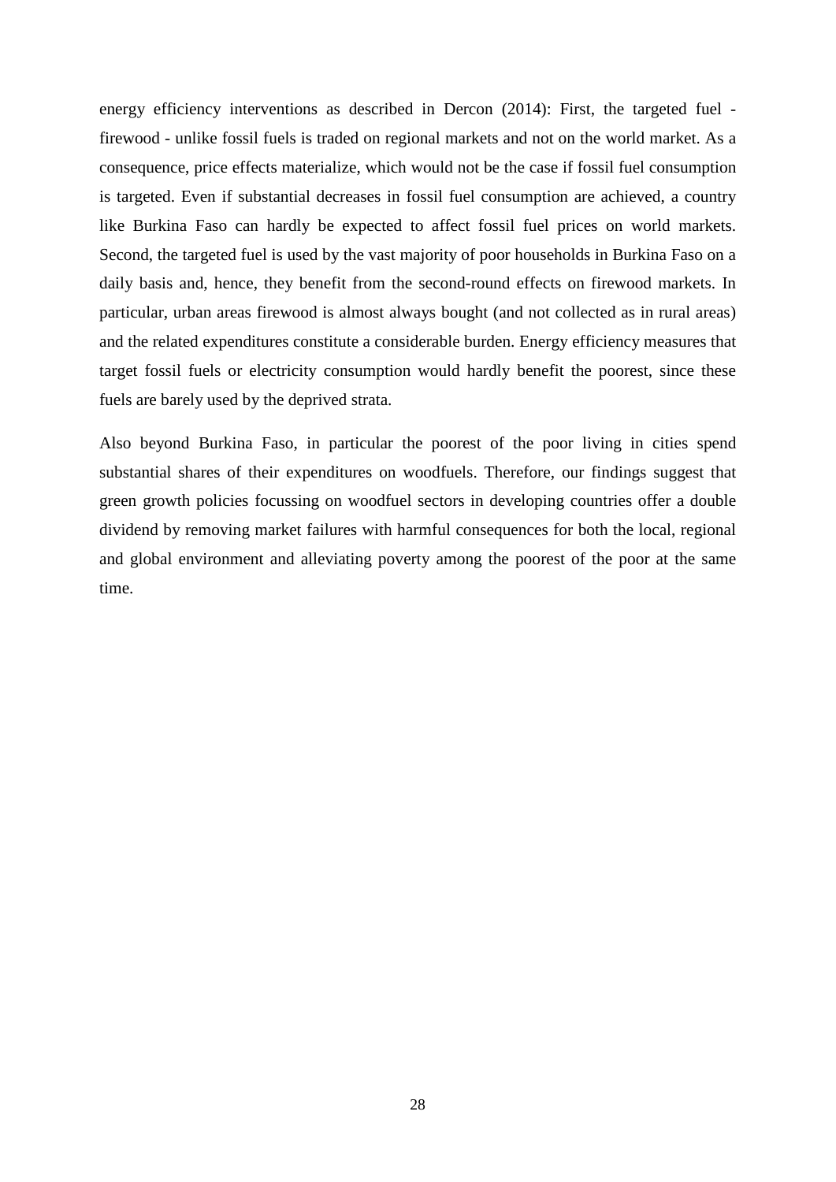energy efficiency interventions as described in Dercon (2014): First, the targeted fuel - firewood - unlike fossil fuels is traded on regional markets and not on the world market. As a consequence, price effects materialize, which would not be the case if fossil fuel consumption is targeted. Even if substantial decreases in fossil fuel consumption are achieved, a country like Burkina Faso can hardly be expected to affect fossil fuel prices on world markets. Second, the targeted fuel is used by the vast majority of poor households in Burkina Faso on a daily basis and, hence, they benefit from the second-round effects on firewood markets. In particular, urban areas firewood is almost always bought (and not collected as in rural areas) and the related expenditures constitute a considerable burden. Energy efficiency measures that target fossil fuels or electricity consumption would hardly benefit the poorest, since these fuels are barely used by the deprived strata.

Also beyond Burkina Faso, in particular the poorest of the poor living in cities spend substantial shares of their expenditures on woodfuels. Therefore, our findings suggest that green growth policies focussing on woodfuel sectors in developing countries offer a double dividend by removing market failures with harmful consequences for both the local, regional and global environment and alleviating poverty among the poorest of the poor at the same time.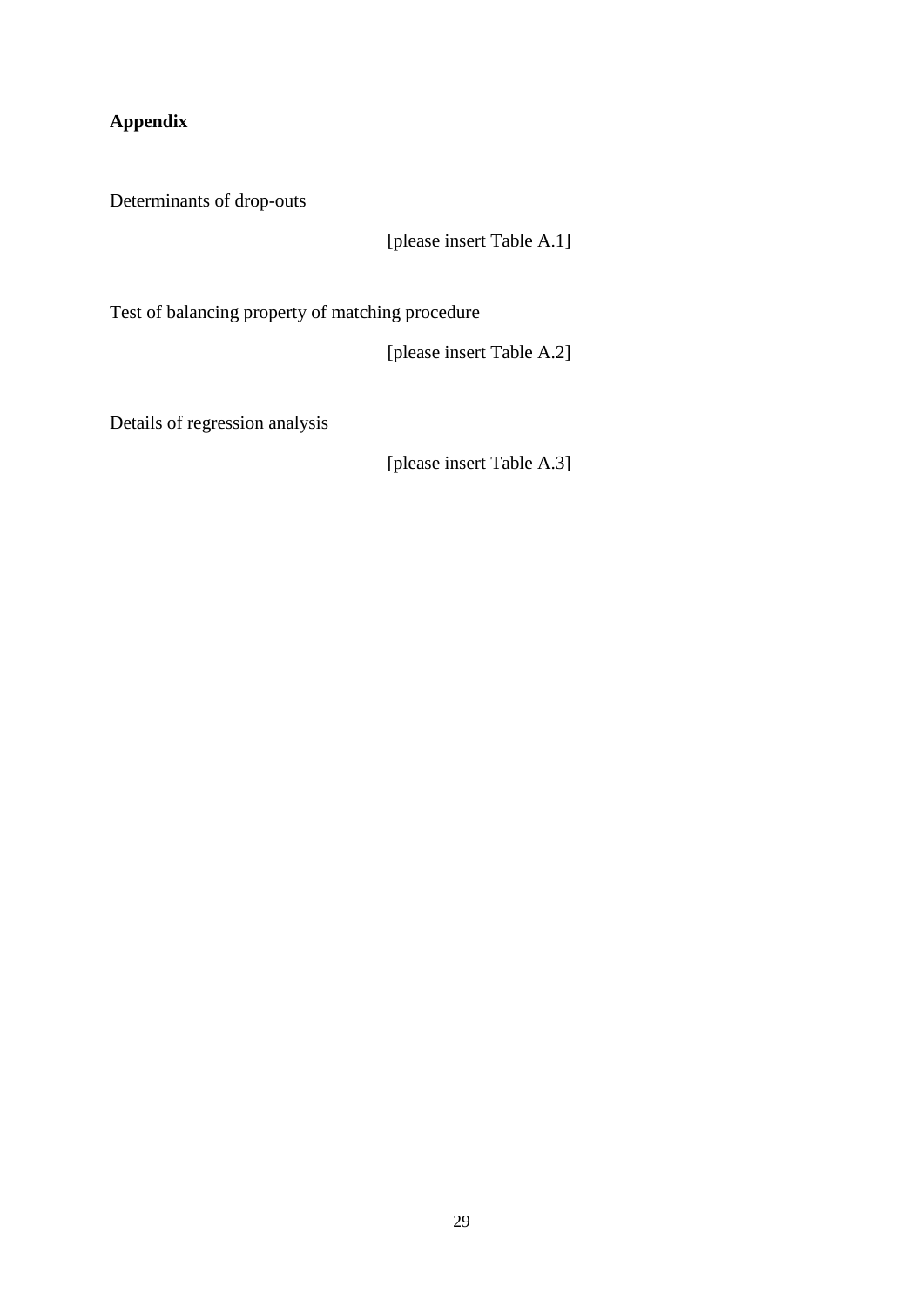**Appendix**

Determinants of drop-outs

[please insert Table A.1]

Test of balancing property of matching procedure

[please insert Table A.2]

Details of regression analysis

[please insert Table A.3]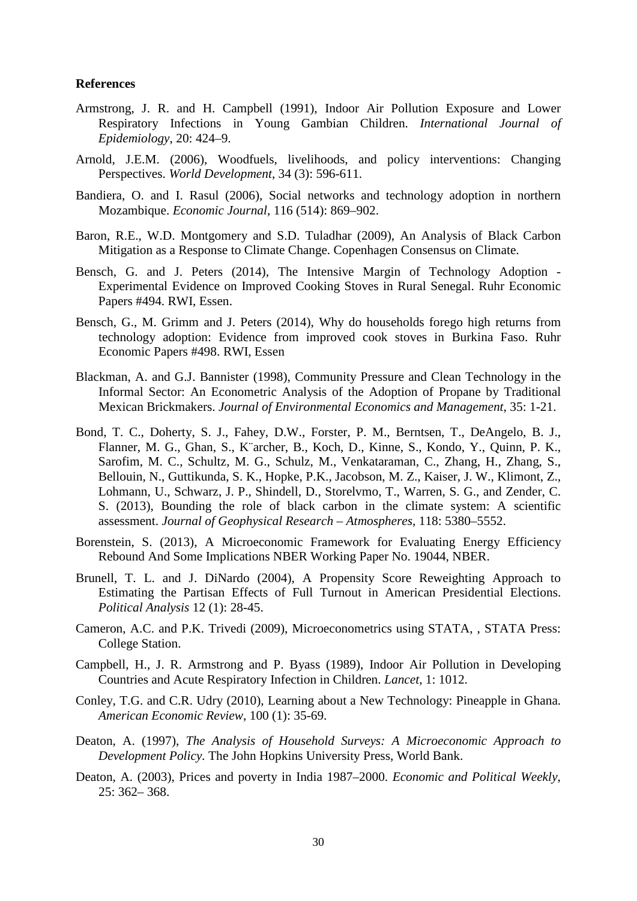**References**

Armstrong, J. R. and H. Campbell (1991), Indoor Air Pollution Exposure and Lower Respiratory Infections in Young Gambian Children. *International Journal of Epidemiology*, 20: 424–9.

Arnold, J.E.M. (2006), Woodfuels, livelihoods, and policy interventions: Changing Perspectives. *World Development*, 34 (3): 596-611.

Bandiera, O. and I. Rasul (2006), Social networks and technology adoption in northern Mozambique. *Economic Journal*, 116 (514): 869–902.

Baron, R.E., W.D. Montgomery and S.D. Tuladhar (2009), An Analysis of Black Carbon Mitigation as a Response to Climate Change. Copenhagen Consensus on Climate.

Bensch, G. and J. Peters (2014), The Intensive Margin of Technology Adoption - Experimental Evidence on Improved Cooking Stoves in Rural Senegal. Ruhr Economic Papers #494. RWI, Essen.

Bensch, G., M. Grimm and J. Peters (2014), Why do households forego high returns from technology adoption: Evidence from improved cook stoves in Burkina Faso. Ruhr Economic Papers #498. RWI, Essen

Blackman, A. and G.J. Bannister (1998), Community Pressure and Clean Technology in the Informal Sector: An Econometric Analysis of the Adoption of Propane by Traditional Mexican Brickmakers. *Journal of Environmental Economics and Management*, 35: 1-21.

Bond, T. C., Doherty, S. J., Fahey, D.W., Forster, P. M., Berntsen, T., DeAngelo, B. J., Flanner, M. G., Ghan, S., K¨archer, B., Koch, D., Kinne, S., Kondo, Y., Quinn, P. K., Sarofim, M. C., Schultz, M. G., Schulz, M., Venkataraman, C., Zhang, H., Zhang, S., Bellouin, N., Guttikunda, S. K., Hopke, P.K., Jacobson, M. Z., Kaiser, J. W., Klimont, Z., Lohmann, U., Schwarz, J. P., Shindell, D., Storelvmo, T., Warren, S. G., and Zender, C. S. (2013), Bounding the role of black carbon in the climate system: A scientific assessment. *Journal of Geophysical Research – Atmospheres*, 118: 5380–5552.

Borenstein, S. (2013), A Microeconomic Framework for Evaluating Energy Efficiency Rebound And Some Implications NBER Working Paper No. 19044, NBER.

Brunell, T. L. and J. DiNardo (2004), A Propensity Score Reweighting Approach to Estimating the Partisan Effects of Full Turnout in American Presidential Elections. *Political Analysis* 12 (1): 28-45.

Cameron, A.C. and P.K. Trivedi (2009), Microeconometrics using STATA, , STATA Press: College Station.

Campbell, H., J. R. Armstrong and P. Byass (1989), Indoor Air Pollution in Developing Countries and Acute Respiratory Infection in Children. *Lancet*, 1: 1012.

Conley, T.G. and C.R. Udry (2010), Learning about a New Technology: Pineapple in Ghana. *American Economic Review*, 100 (1): 35-69.

Deaton, A. (1997), *The Analysis of Household Surveys: A Microeconomic Approach to Development Policy*. The John Hopkins University Press, World Bank.

Deaton, A. (2003), Prices and poverty in India 1987–2000. *Economic and Political Weekly*, 25: 362– 368.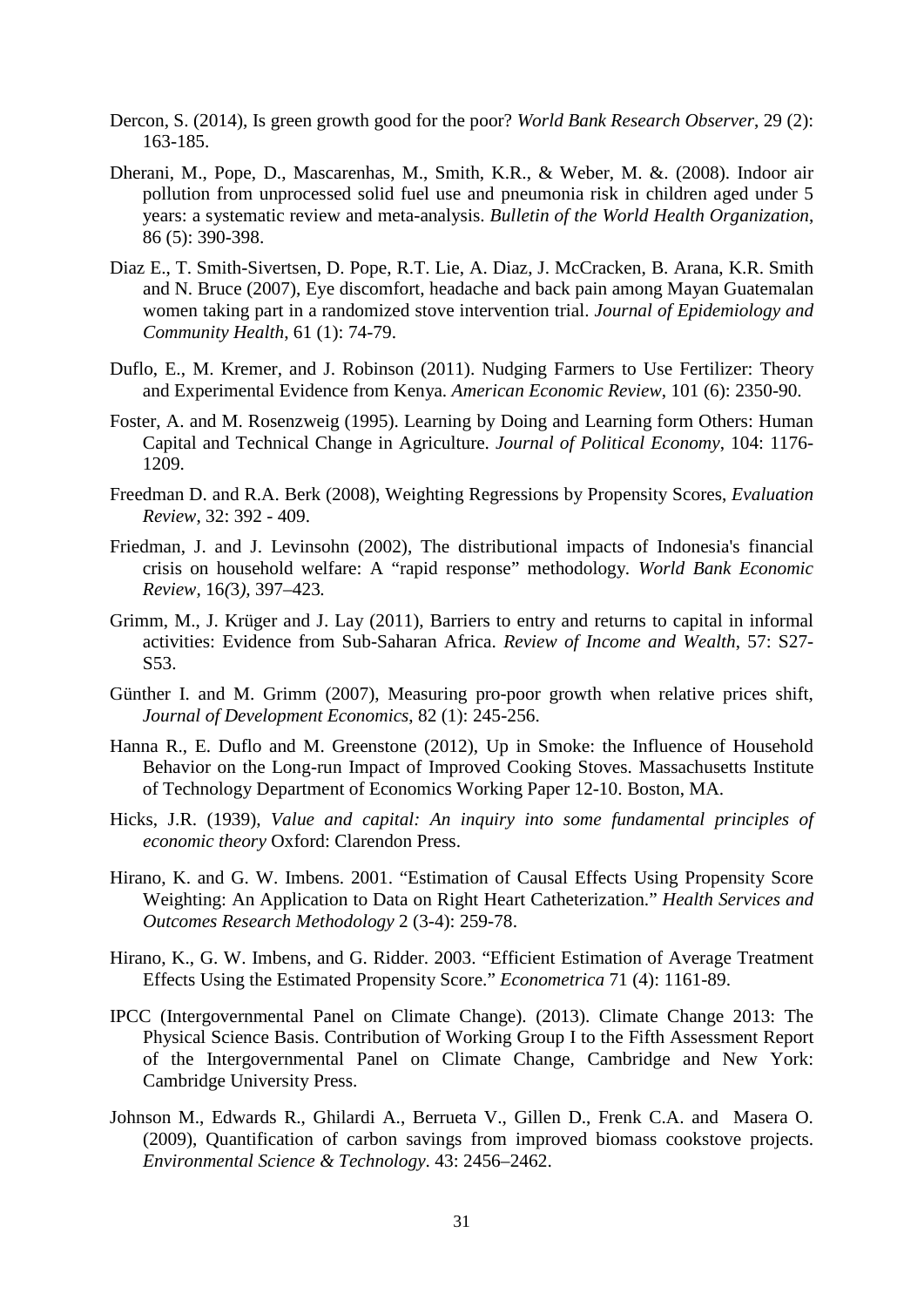Dercon, S. (2014), Is green growth good for the poor? *World Bank Research Observer*, 29 (2): 163-185.

Dherani, M., Pope, D., Mascarenhas, M., Smith, K.R., & Weber, M. &. (2008). Indoor air pollution from unprocessed solid fuel use and pneumonia risk in children aged under 5 years: a systematic review and meta-analysis. *Bulletin of the World Health Organization*, 86 (5): 390-398.

Diaz E., T. Smith-Sivertsen, D. Pope, R.T. Lie, A. Diaz, J. McCracken, B. Arana, K.R. Smith and N. Bruce (2007), Eye discomfort, headache and back pain among Mayan Guatemalan women taking part in a randomized stove intervention trial. *Journal of Epidemiology and Community Health*, 61 (1): 74-79.

Duflo, E., M. Kremer, and J. Robinson (2011). Nudging Farmers to Use Fertilizer: Theory and Experimental Evidence from Kenya. *American Economic Review*, 101 (6): 2350-90.

Foster, A. and M. Rosenzweig (1995). Learning by Doing and Learning form Others: Human Capital and Technical Change in Agriculture. *Journal of Political Economy*, 104: 1176-1209.

Freedman D. and R.A. Berk (2008), Weighting Regressions by Propensity Scores, *Evaluation Review*, 32: 392 - 409.

Friedman, J. and J. Levinsohn (2002), The distributional impacts of Indonesia's financial crisis on household welfare: A "rapid response" methodology. *World Bank Economic Review*, 16*(*3*)*, 397–423*.*

Grimm, M., J. Krüger and J. Lay (2011), Barriers to entry and returns to capital in informal activities: Evidence from Sub-Saharan Africa. *Review of Income and Wealth*, 57: S27-S53.

Günther I. and M. Grimm (2007), Measuring pro-poor growth when relative prices shift, *Journal of Development Economics*, 82 (1): 245-256.

Hanna R., E. Duflo and M. Greenstone (2012), Up in Smoke: the Influence of Household Behavior on the Long-run Impact of Improved Cooking Stoves. Massachusetts Institute of Technology Department of Economics Working Paper 12-10. Boston, MA.

Hicks, J.R. (1939), *Value and capital: An inquiry into some fundamental principles of economic theory* Oxford: Clarendon Press.

Hirano, K. and G. W. Imbens. 2001. "Estimation of Causal Effects Using Propensity Score Weighting: An Application to Data on Right Heart Catheterization." *Health Services and Outcomes Research Methodology* 2 (3-4): 259-78.

Hirano, K., G. W. Imbens, and G. Ridder. 2003. "Efficient Estimation of Average Treatment Effects Using the Estimated Propensity Score." *Econometrica* 71 (4): 1161-89.

IPCC (Intergovernmental Panel on Climate Change). (2013). Climate Change 2013: The Physical Science Basis. Contribution of Working Group I to the Fifth Assessment Report of the Intergovernmental Panel on Climate Change, Cambridge and New York: Cambridge University Press.

Johnson M., Edwards R., Ghilardi A., Berrueta V., Gillen D., Frenk C.A. and Masera O. (2009), Quantification of carbon savings from improved biomass cookstove projects. *Environmental Science & Technology*. 43: 2456–2462.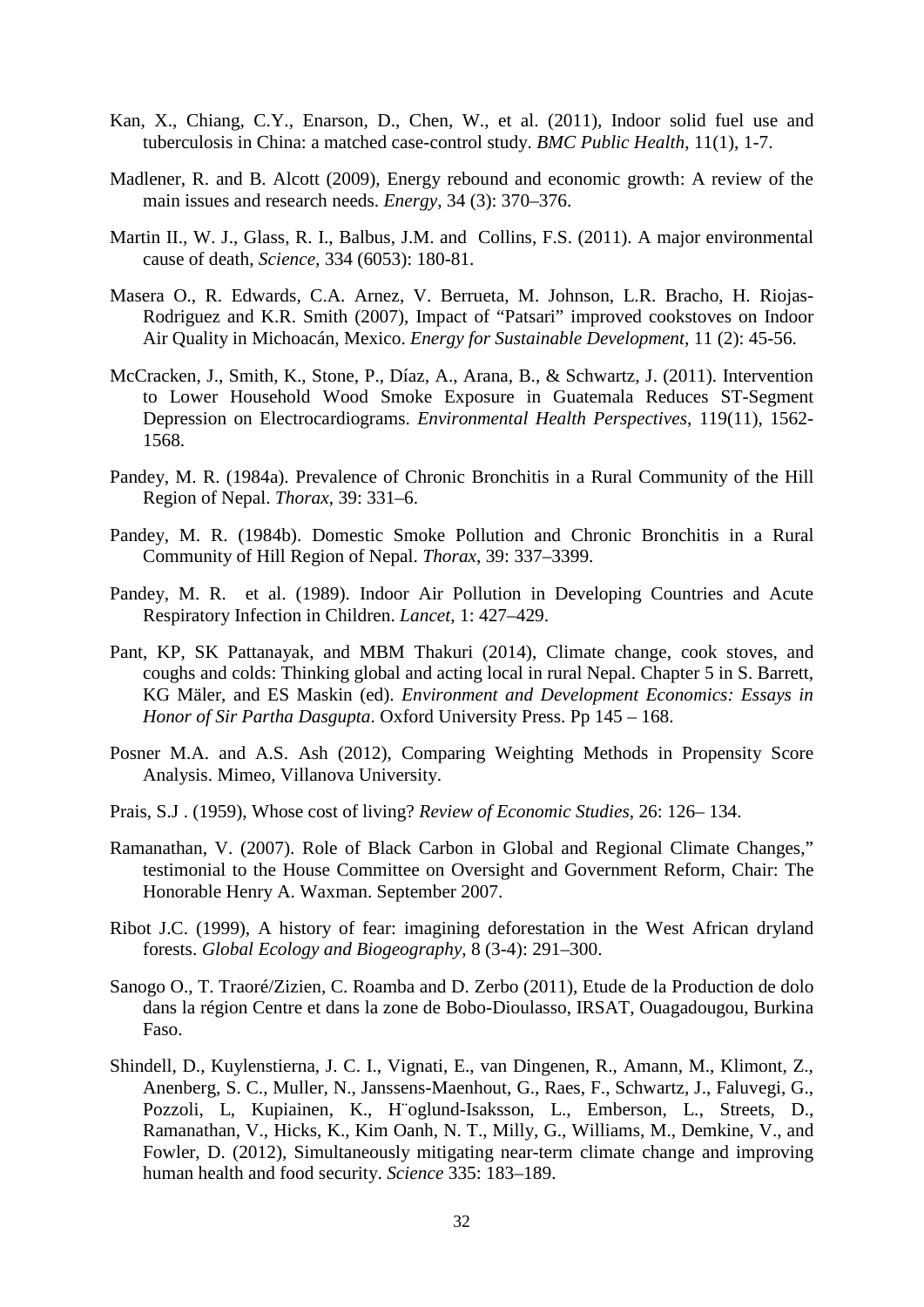Kan, X., Chiang, C.Y., Enarson, D., Chen, W., et al. (2011), Indoor solid fuel use and tuberculosis in China: a matched case-control study. *BMC Public Health*, 11(1), 1-7.

Madlener, R. and B. Alcott (2009), Energy rebound and economic growth: A review of the main issues and research needs. *Energy*, 34 (3): 370–376.

Martin II., W. J., Glass, R. I., Balbus, J.M. and Collins, F.S. (2011). A major environmental cause of death, *Science*, 334 (6053): 180-81.

Masera O., R. Edwards, C.A. Arnez, V. Berrueta, M. Johnson, L.R. Bracho, H. Riojas-Rodriguez and K.R. Smith (2007), Impact of "Patsari" improved cookstoves on Indoor Air Quality in Michoacán, Mexico. *Energy for Sustainable Development*, 11 (2): 45-56.

McCracken, J., Smith, K., Stone, P., Díaz, A., Arana, B., & Schwartz, J. (2011). Intervention to Lower Household Wood Smoke Exposure in Guatemala Reduces ST-Segment Depression on Electrocardiograms. *Environmental Health Perspectives*, 119(11), 1562-1568.

Pandey, M. R. (1984a). Prevalence of Chronic Bronchitis in a Rural Community of the Hill Region of Nepal. *Thorax*, 39: 331–6.

Pandey, M. R. (1984b). Domestic Smoke Pollution and Chronic Bronchitis in a Rural Community of Hill Region of Nepal. *Thorax*, 39: 337–3399.

Pandey, M. R. et al. (1989). Indoor Air Pollution in Developing Countries and Acute Respiratory Infection in Children. *Lancet*, 1: 427–429.

Pant, KP, SK Pattanayak, and MBM Thakuri (2014), Climate change, cook stoves, and coughs and colds: Thinking global and acting local in rural Nepal. Chapter 5 in S. Barrett, KG Mäler, and ES Maskin (ed). *Environment and Development Economics: Essays in Honor of Sir Partha Dasgupta*. Oxford University Press. Pp 145 – 168.

Posner M.A. and A.S. Ash (2012), Comparing Weighting Methods in Propensity Score Analysis. Mimeo, Villanova University.

Prais, S.J . (1959), Whose cost of living? *Review of Economic Studies*, 26: 126– 134.

Ramanathan, V. (2007). Role of Black Carbon in Global and Regional Climate Changes," testimonial to the House Committee on Oversight and Government Reform, Chair: The Honorable Henry A. Waxman. September 2007.

Ribot J.C. (1999), A history of fear: imagining deforestation in the West African dryland forests. *Global Ecology and Biogeography*, 8 (3-4): 291–300.

Sanogo O., T. Traoré/Zizien, C. Roamba and D. Zerbo (2011), Etude de la Production de dolo dans la région Centre et dans la zone de Bobo-Dioulasso, IRSAT, Ouagadougou, Burkina Faso.

Shindell, D., Kuylenstierna, J. C. I., Vignati, E., van Dingenen, R., Amann, M., Klimont, Z., Anenberg, S. C., Muller, N., Janssens-Maenhout, G., Raes, F., Schwartz, J., Faluvegi, G., Pozzoli, L, Kupiainen, K., H¨oglund-Isaksson, L., Emberson, L., Streets, D., Ramanathan, V., Hicks, K., Kim Oanh, N. T., Milly, G., Williams, M., Demkine, V., and Fowler, D. (2012), Simultaneously mitigating near-term climate change and improving human health and food security. *Science* 335: 183–189.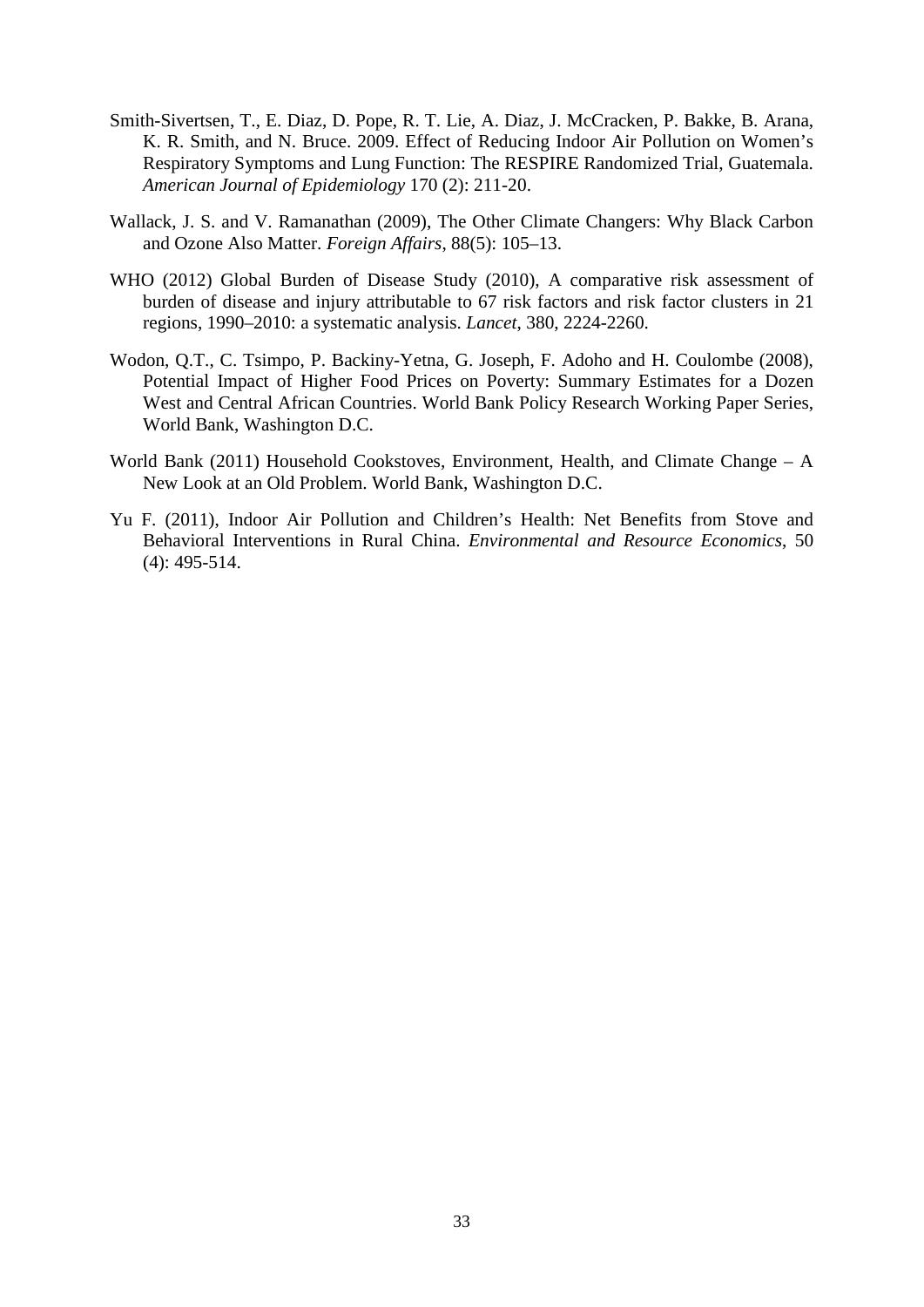Smith-Sivertsen, T., E. Diaz, D. Pope, R. T. Lie, A. Diaz, J. McCracken, P. Bakke, B. Arana, K. R. Smith, and N. Bruce. 2009. Effect of Reducing Indoor Air Pollution on Women's Respiratory Symptoms and Lung Function: The RESPIRE Randomized Trial, Guatemala. *American Journal of Epidemiology* 170 (2): 211-20.

Wallack, J. S. and V. Ramanathan (2009), The Other Climate Changers: Why Black Carbon and Ozone Also Matter. *Foreign Affairs*, 88(5): 105–13.

WHO (2012) Global Burden of Disease Study (2010), A comparative risk assessment of burden of disease and injury attributable to 67 risk factors and risk factor clusters in 21 regions, 1990–2010: a systematic analysis. *Lancet*, 380, 2224-2260.

Wodon, Q.T., C. Tsimpo, P. Backiny-Yetna, G. Joseph, F. Adoho and H. Coulombe (2008), Potential Impact of Higher Food Prices on Poverty: Summary Estimates for a Dozen West and Central African Countries. World Bank Policy Research Working Paper Series, World Bank, Washington D.C.

World Bank (2011) Household Cookstoves, Environment, Health, and Climate Change – A New Look at an Old Problem. World Bank, Washington D.C.

Yu F. (2011), Indoor Air Pollution and Children's Health: Net Benefits from Stove and Behavioral Interventions in Rural China. *Environmental and Resource Economics*, 50 (4): 495-514.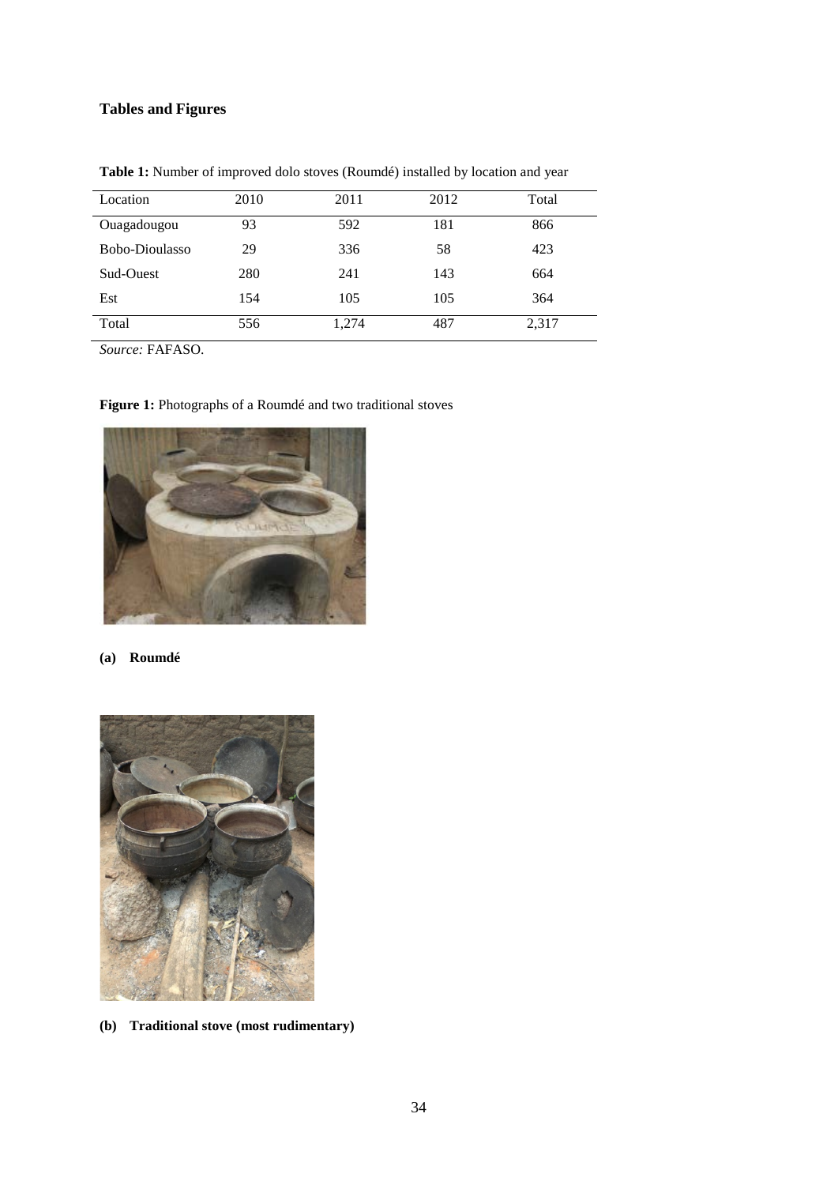## Tables and Figures

**Table 1:** Number of improved dolo stoves (Roumdé) installed by location and year

| Location | 2010 | 2011 | 2012 | Total |
|---|---|---|---|---|
| Ouagadougou | 93 | 592 | 181 | 866 |
| Bobo-Dioulasso | 29 | 336 | 58 | 423 |
| Sud-Ouest | 280 | 241 | 143 | 664 |
| Est | 154 | 105 | 105 | 364 |
| Total | 556 | 1,274 | 487 | 2,317 |

*Source:* FAFASO.

**Figure 1:** Photographs of a Roumdé and two traditional stoves

**(a) Roumdé**

**(b) Traditional stove (most rudimentary)**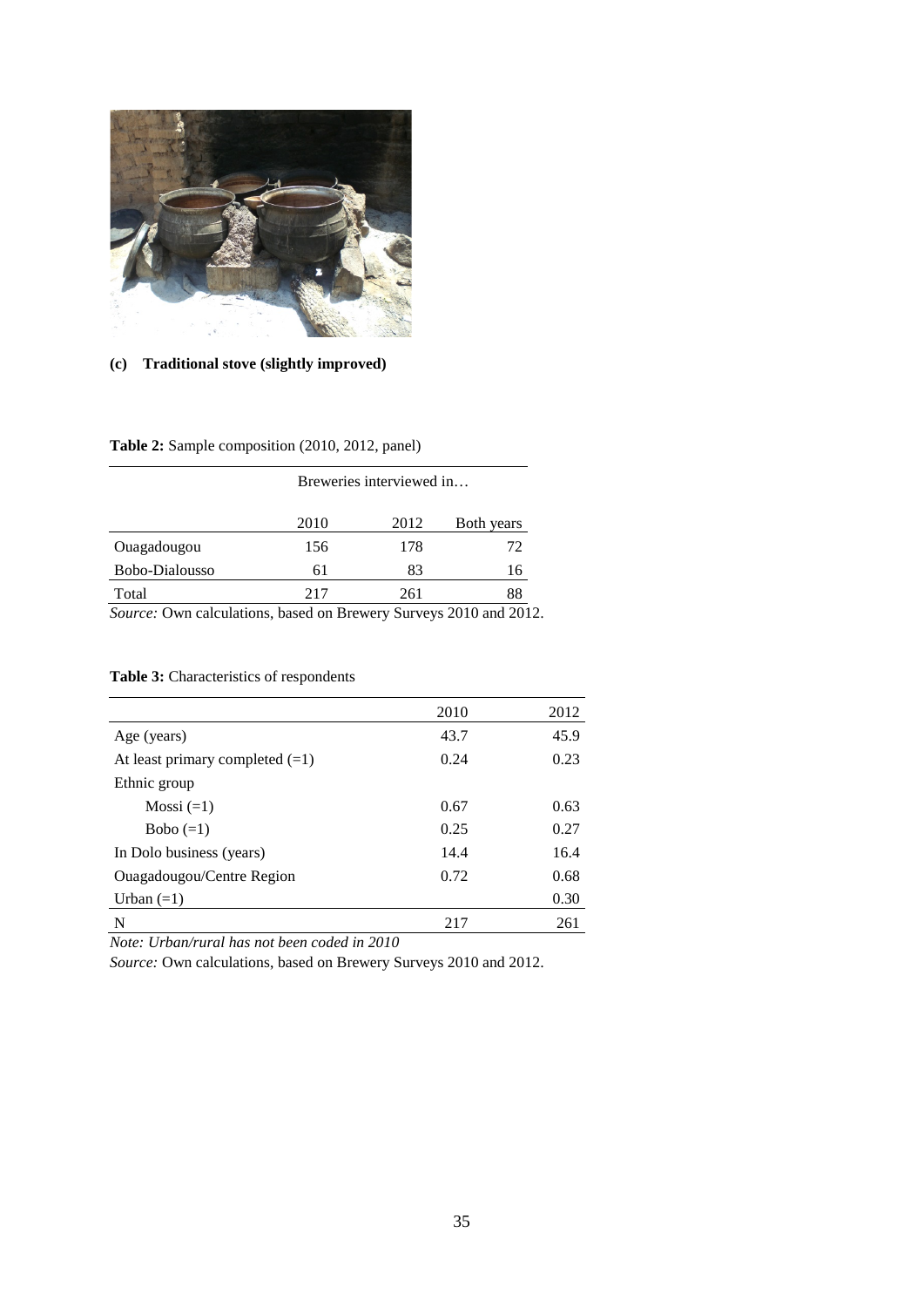**(c) Traditional stove (slightly improved)**

**Table 2:** Sample composition (2010, 2012, panel)

| | Breweries interviewed in… | | |
|---|---|---|---|
| | 2010 | 2012 | Both years |
| Ouagadougou | 156 | 178 | 72 |
| Bobo-Dialousso | 61 | 83 | 16 |
| Total | 217 | 261 | 88 |

*Source:* Own calculations, based on Brewery Surveys 2010 and 2012.

**Table 3:** Characteristics of respondents

| | 2010 | 2012 |
|---|---|---|
| Age (years) | 43.7 | 45.9 |
| At least primary completed (=1) | 0.24 | 0.23 |
| Ethnic group | | |
| Mossi (=1) | 0.67 | 0.63 |
| Bobo (=1) | 0.25 | 0.27 |
| In Dolo business (years) | 14.4 | 16.4 |
| Ouagadougou/Centre Region | 0.72 | 0.68 |
| Urban (=1) | | 0.30 |
| N | 217 | 261 |

*Note: Urban/rural has not been coded in 2010*

*Source:* Own calculations, based on Brewery Surveys 2010 and 2012.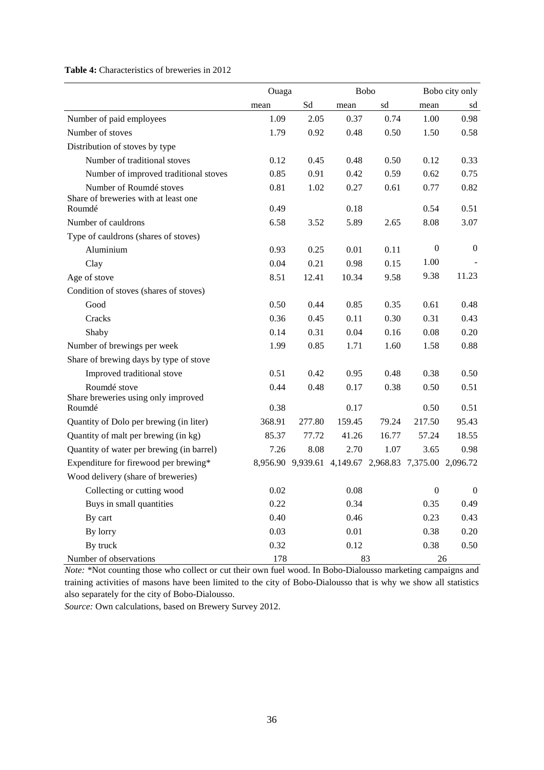**Table 4:** Characteristics of breweries in 2012

| | Ouaga | | Bobo | | Bobo city only | |
|---|---|---|---|---|---|---|
| | mean | Sd | mean | sd | mean | sd |
| Number of paid employees | 1.09 | 2.05 | 0.37 | 0.74 | 1.00 | 0.98 |
| Number of stoves | 1.79 | 0.92 | 0.48 | 0.50 | 1.50 | 0.58 |
| Distribution of stoves by type | | | | | | |
| Number of traditional stoves | 0.12 | 0.45 | 0.48 | 0.50 | 0.12 | 0.33 |
| Number of improved traditional stoves | 0.85 | 0.91 | 0.42 | 0.59 | 0.62 | 0.75 |
| Number of Roumdé stoves | 0.81 | 1.02 | 0.27 | 0.61 | 0.77 | 0.82 |
| Share of breweries with at least one Roumdé | 0.49 | | 0.18 | | 0.54 | 0.51 |
| Number of cauldrons | 6.58 | 3.52 | 5.89 | 2.65 | 8.08 | 3.07 |
| Type of cauldrons (shares of stoves) | | | | | | |
| Aluminium | 0.93 | 0.25 | 0.01 | 0.11 | 0 | 0 |
| Clay | 0.04 | 0.21 | 0.98 | 0.15 | 1.00 | - |
| Age of stove | 8.51 | 12.41 | 10.34 | 9.58 | 9.38 | 11.23 |
| Condition of stoves (shares of stoves) | | | | | | |
| Good | 0.50 | 0.44 | 0.85 | 0.35 | 0.61 | 0.48 |
| Cracks | 0.36 | 0.45 | 0.11 | 0.30 | 0.31 | 0.43 |
| Shaby | 0.14 | 0.31 | 0.04 | 0.16 | 0.08 | 0.20 |
| Number of brewings per week | 1.99 | 0.85 | 1.71 | 1.60 | 1.58 | 0.88 |
| Share of brewing days by type of stove | | | | | | |
| Improved traditional stove | 0.51 | 0.42 | 0.95 | 0.48 | 0.38 | 0.50 |
| Roumdé stove | 0.44 | 0.48 | 0.17 | 0.38 | 0.50 | 0.51 |
| Share breweries using only improved Roumdé | 0.38 | | 0.17 | | 0.50 | 0.51 |
| Quantity of Dolo per brewing (in liter) | 368.91 | 277.80 | 159.45 | 79.24 | 217.50 | 95.43 |
| Quantity of malt per brewing (in kg) | 85.37 | 77.72 | 41.26 | 16.77 | 57.24 | 18.55 |
| Quantity of water per brewing (in barrel) | 7.26 | 8.08 | 2.70 | 1.07 | 3.65 | 0.98 |
| Expenditure for firewood per brewing* | 8,956.90 | 9,939.61 | 4,149.67 | 2,968.83 | 7,375.00 | 2,096.72 |
| Wood delivery (share of breweries) | | | | | | |
| Collecting or cutting wood | 0.02 | | 0.08 | | 0 | 0 |
| Buys in small quantities | 0.22 | | 0.34 | | 0.35 | 0.49 |
| By cart | 0.40 | | 0.46 | | 0.23 | 0.43 |
| By lorry | 0.03 | | 0.01 | | 0.38 | 0.20 |
| By truck | 0.32 | | 0.12 | | 0.38 | 0.50 |
| Number of observations | 178 | | 83 | | 26 | |

*Note:* *Not counting those who collect or cut their own fuel wood. In Bobo-Dialousso marketing campaigns and training activities of masons have been limited to the city of Bobo-Dialousso that is why we show all statistics also separately for the city of Bobo-Dialousso.

*Source:* Own calculations, based on Brewery Survey 2012.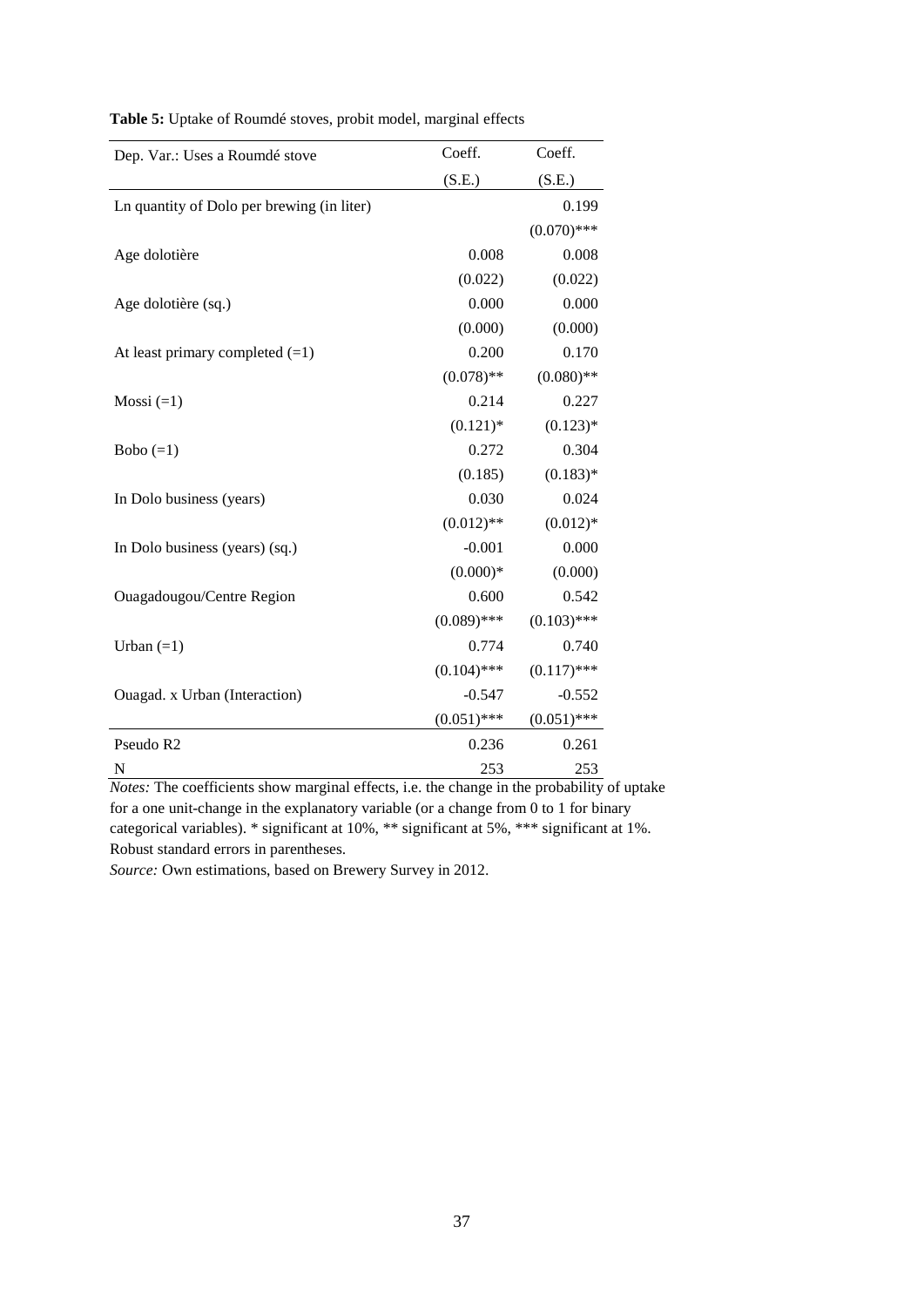**Table 5:** Uptake of Roumdé stoves, probit model, marginal effects

| Dep. Var.: Uses a Roumdé stove | Coeff. | Coeff. |
|---|---|---|
| | (S.E.) | (S.E.) |
| Ln quantity of Dolo per brewing (in liter) | | 0.199 |
| | | (0.070)*** |
| Age dolotière | 0.008 | 0.008 |
| | (0.022) | (0.022) |
| Age dolotière (sq.) | 0.000 | 0.000 |
| | (0.000) | (0.000) |
| At least primary completed (=1) | 0.200 | 0.170 |
| | (0.078)** | (0.080)** |
| Mossi (=1) | 0.214 | 0.227 |
| | (0.121)* | (0.123)* |
| Bobo (=1) | 0.272 | 0.304 |
| | (0.185) | (0.183)* |
| In Dolo business (years) | 0.030 | 0.024 |
| | (0.012)** | (0.012)* |
| In Dolo business (years) (sq.) | -0.001 | 0.000 |
| | (0.000)* | (0.000) |
| Ouagadougou/Centre Region | 0.600 | 0.542 |
| | (0.089)*** | (0.103)*** |
| Urban (=1) | 0.774 | 0.740 |
| | (0.104)*** | (0.117)*** |
| Ouagad. x Urban (Interaction) | -0.547 | -0.552 |
| | (0.051)*** | (0.051)*** |
| Pseudo R2 | 0.236 | 0.261 |
| N | 253 | 253 |

*Notes:* The coefficients show marginal effects, i.e. the change in the probability of uptake for a one unit-change in the explanatory variable (or a change from 0 to 1 for binary categorical variables). * significant at 10%, ** significant at 5%, *** significant at 1%. Robust standard errors in parentheses.

*Source:* Own estimations, based on Brewery Survey in 2012.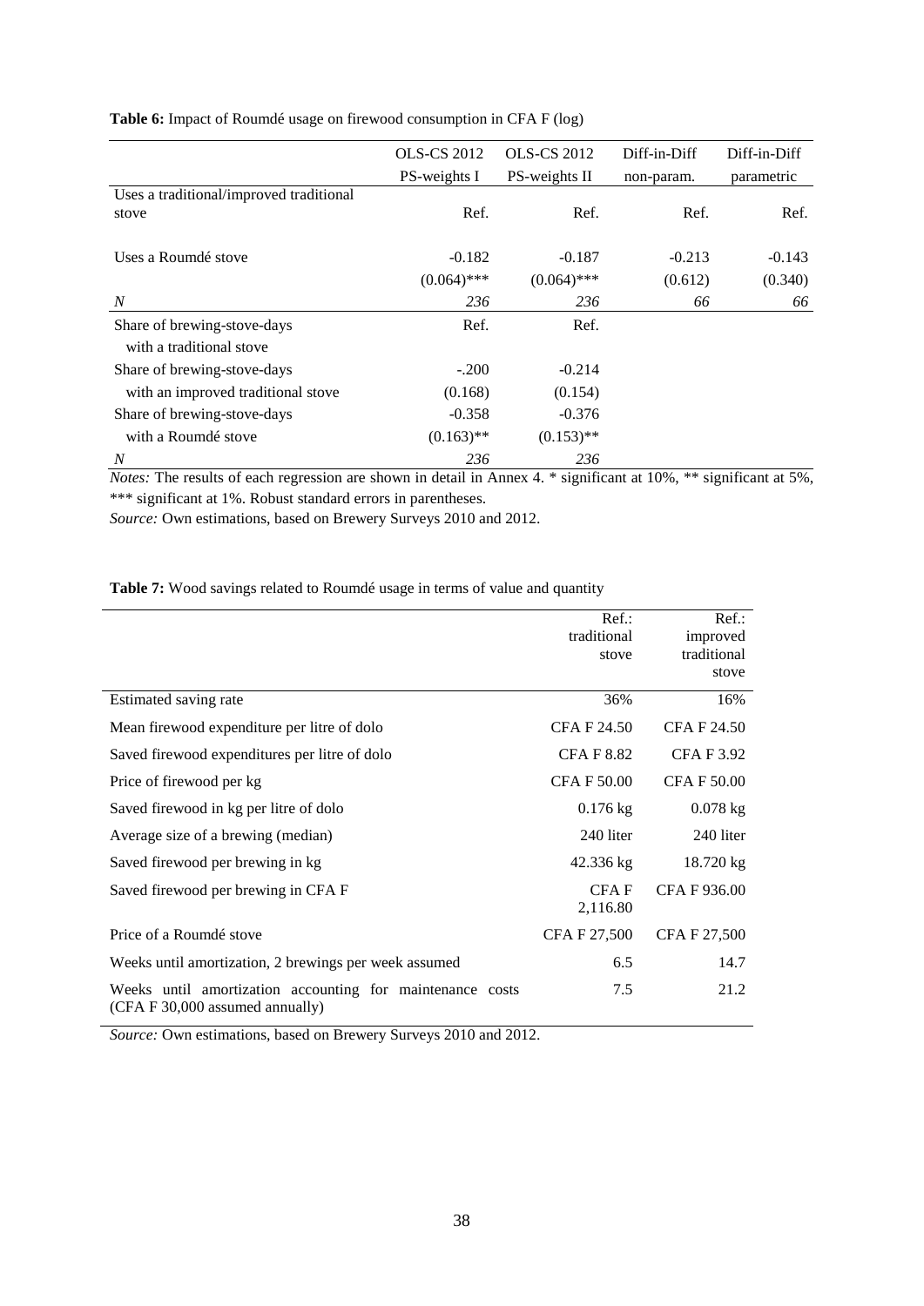**Table 6:** Impact of Roumdé usage on firewood consumption in CFA F (log)

| | OLS-CS 2012 PS-weights I | OLS-CS 2012 PS-weights II | Diff-in-Diff non-param. | Diff-in-Diff parametric |
|---|---|---|---|---|
| Uses a traditional/improved traditional stove | Ref. | Ref. | Ref. | Ref. |
| Uses a Roumdé stove | -0.182 | -0.187 | -0.213 | -0.143 |
| | (0.064)*** | (0.064)*** | (0.612) | (0.340) |
| *N* | *236* | *236* | *66* | *66* |
| Share of brewing-stove-days with a traditional stove | Ref. | Ref. | | |
| Share of brewing-stove-days with an improved traditional stove | -.200 | -0.214 | | |
| | (0.168) | (0.154) | | |
| Share of brewing-stove-days with a Roumdé stove | -0.358 | -0.376 | | |
| | (0.163)** | (0.153)** | | |
| *N* | *236* | *236* | | |

*Notes:* The results of each regression are shown in detail in Annex 4. * significant at 10%, ** significant at 5%, *** significant at 1%. Robust standard errors in parentheses.
*Source:* Own estimations, based on Brewery Surveys 2010 and 2012.

**Table 7:** Wood savings related to Roumdé usage in terms of value and quantity

| | Ref.: traditional stove | Ref.: improved traditional stove |
|---|---|---|
| Estimated saving rate | 36% | 16% |
| Mean firewood expenditure per litre of dolo | CFA F 24.50 | CFA F 24.50 |
| Saved firewood expenditures per litre of dolo | CFA F 8.82 | CFA F 3.92 |
| Price of firewood per kg | CFA F 50.00 | CFA F 50.00 |
| Saved firewood in kg per litre of dolo | 0.176 kg | 0.078 kg |
| Average size of a brewing (median) | 240 liter | 240 liter |
| Saved firewood per brewing in kg | 42.336 kg | 18.720 kg |
| Saved firewood per brewing in CFA F | CFA F 2,116.80 | CFA F 936.00 |
| Price of a Roumdé stove | CFA F 27,500 | CFA F 27,500 |
| Weeks until amortization, 2 brewings per week assumed | 6.5 | 14.7 |
| Weeks until amortization accounting for maintenance costs (CFA F 30,000 assumed annually) | 7.5 | 21.2 |

*Source:* Own estimations, based on Brewery Surveys 2010 and 2012.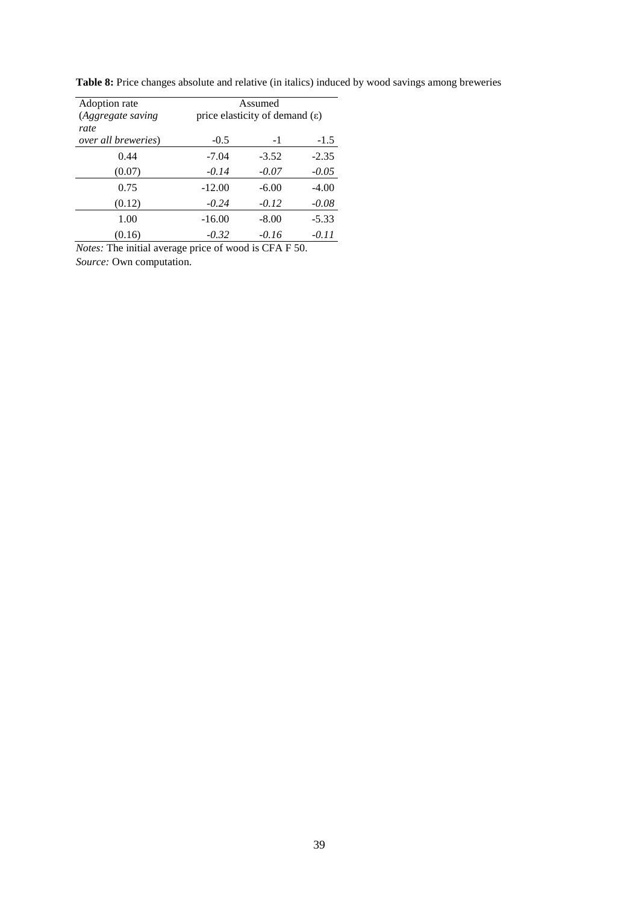**Table 8:** Price changes absolute and relative (in italics) induced by wood savings among breweries

| Adoption rate (*Aggregate saving rate over all breweries*) | Assumed price elasticity of demand (ε) | | |
|---|---|---|---|
| | -0.5 | -1 | -1.5 |
| 0.44 | -7.04 | -3.52 | -2.35 |
| (0.07) | *-0.14* | *-0.07* | *-0.05* |
| 0.75 | -12.00 | -6.00 | -4.00 |
| (0.12) | *-0.24* | *-0.12* | *-0.08* |
| 1.00 | -16.00 | -8.00 | -5.33 |
| (0.16) | *-0.32* | *-0.16* | *-0.11* |

*Notes:* The initial average price of wood is CFA F 50.

*Source:* Own computation.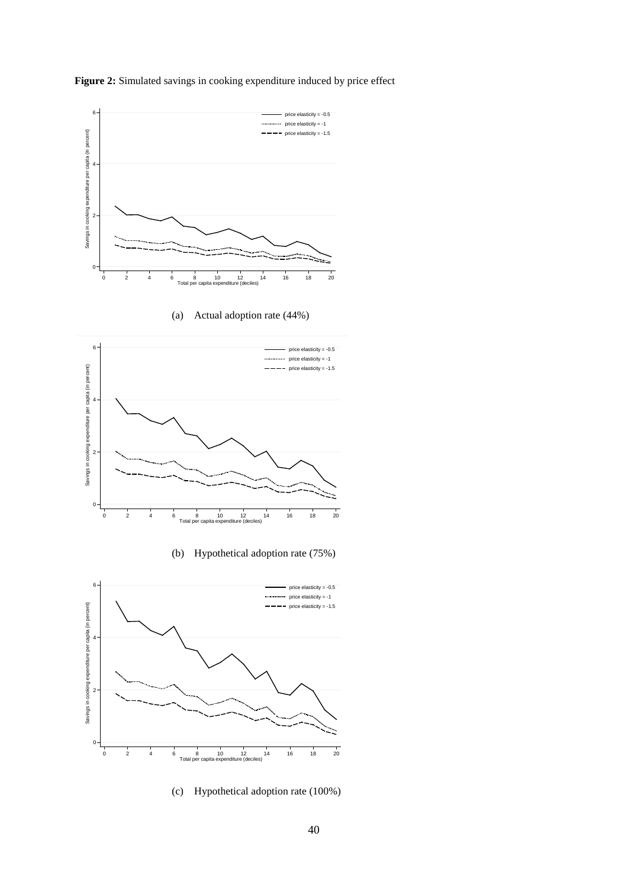**Figure 2:** Simulated savings in cooking expenditure induced by price effect

(a) Actual adoption rate (44%)

(b) Hypothetical adoption rate (75%)

(c) Hypothetical adoption rate (100%)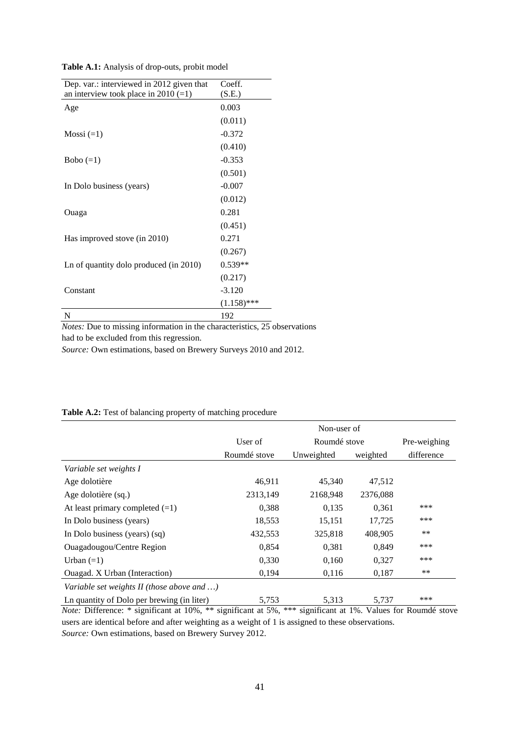**Table A.1:** Analysis of drop-outs, probit model

| Dep. var.: interviewed in 2012 given that an interview took place in 2010 (=1) | Coeff. (S.E.) |
|---|---|
| Age | 0.003 |
| | (0.011) |
| Mossi (=1) | -0.372 |
| | (0.410) |
| Bobo (=1) | -0.353 |
| | (0.501) |
| In Dolo business (years) | -0.007 |
| | (0.012) |
| Ouaga | 0.281 |
| | (0.451) |
| Has improved stove (in 2010) | 0.271 |
| | (0.267) |
| Ln of quantity dolo produced (in 2010) | 0.539** |
| | (0.217) |
| Constant | -3.120 |
| | (1.158)*** |
| N | 192 |

*Notes:* Due to missing information in the characteristics, 25 observations had to be excluded from this regression.

*Source:* Own estimations, based on Brewery Surveys 2010 and 2012.

**Table A.2:** Test of balancing property of matching procedure

| | User of Roumdé stove | Non-user of Roumdé stove | | Pre-weighing difference |
|---|---|---|---|---|
| | | Unweighted | weighted | |
| *Variable set weights I* | | | | |
| Age dolotière | 46,911 | 45,340 | 47,512 | |
| Age dolotière (sq.) | 2313,149 | 2168,948 | 2376,088 | |
| At least primary completed (=1) | 0,388 | 0,135 | 0,361 | *** |
| In Dolo business (years) | 18,553 | 15,151 | 17,725 | *** |
| In Dolo business (years) (sq) | 432,553 | 325,818 | 408,905 | ** |
| Ouagadougou/Centre Region | 0,854 | 0,381 | 0,849 | *** |
| Urban (=1) | 0,330 | 0,160 | 0,327 | *** |
| Ouagad. X Urban (Interaction) | 0,194 | 0,116 | 0,187 | ** |
| *Variable set weights II (those above and …)* | | | | |
| Ln quantity of Dolo per brewing (in liter) | 5,753 | 5,313 | 5,737 | *** |

*Note:* Difference: * significant at 10%, ** significant at 5%, *** significant at 1%. Values for Roumdé stove users are identical before and after weighting as a weight of 1 is assigned to these observations.

*Source:* Own estimations, based on Brewery Survey 2012.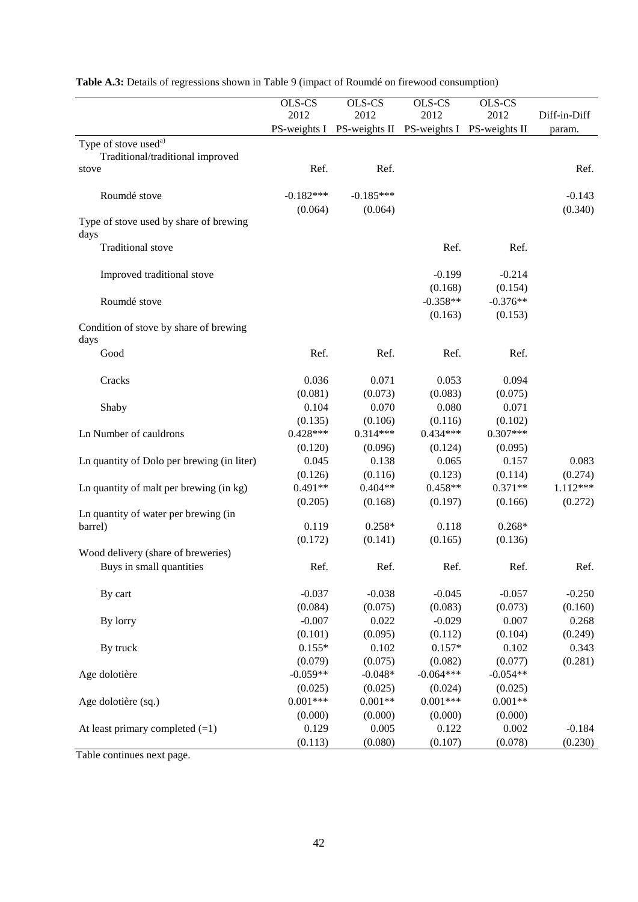**Table A.3:** Details of regressions shown in Table 9 (impact of Roumdé on firewood consumption)

| | OLS-CS 2012 PS-weights I | OLS-CS 2012 PS-weights II | OLS-CS 2012 PS-weights I | OLS-CS 2012 PS-weights II | Diff-in-Diff param. |
|---|---|---|---|---|---|
| Type of stove used[a)] | | | | | |
| Traditional/traditional improved stove | Ref. | Ref. | | | Ref. |
| Roumdé stove | -0.182*** | -0.185*** | | | -0.143 |
| | (0.064) | (0.064) | | | (0.340) |
| Type of stove used by share of brewing days | | | | | |
| Traditional stove | | | Ref. | Ref. | |
| Improved traditional stove | | | -0.199 | -0.214 | |
| | | | (0.168) | (0.154) | |
| Roumdé stove | | | -0.358** | -0.376** | |
| | | | (0.163) | (0.153) | |
| Condition of stove by share of brewing days | | | | | |
| Good | Ref. | Ref. | Ref. | Ref. | |
| Cracks | 0.036 | 0.071 | 0.053 | 0.094 | |
| | (0.081) | (0.073) | (0.083) | (0.075) | |
| Shaby | 0.104 | 0.070 | 0.080 | 0.071 | |
| | (0.135) | (0.106) | (0.116) | (0.102) | |
| Ln Number of cauldrons | 0.428*** | 0.314*** | 0.434*** | 0.307*** | |
| | (0.120) | (0.096) | (0.124) | (0.095) | |
| Ln quantity of Dolo per brewing (in liter) | 0.045 | 0.138 | 0.065 | 0.157 | 0.083 |
| | (0.126) | (0.116) | (0.123) | (0.114) | (0.274) |
| Ln quantity of malt per brewing (in kg) | 0.491** | 0.404** | 0.458** | 0.371** | 1.112*** |
| | (0.205) | (0.168) | (0.197) | (0.166) | (0.272) |
| Ln quantity of water per brewing (in barrel) | 0.119 | 0.258* | 0.118 | 0.268* | |
| | (0.172) | (0.141) | (0.165) | (0.136) | |
| Wood delivery (share of breweries) | | | | | |
| Buys in small quantities | Ref. | Ref. | Ref. | Ref. | Ref. |
| By cart | -0.037 | -0.038 | -0.045 | -0.057 | -0.250 |
| | (0.084) | (0.075) | (0.083) | (0.073) | (0.160) |
| By lorry | -0.007 | 0.022 | -0.029 | 0.007 | 0.268 |
| | (0.101) | (0.095) | (0.112) | (0.104) | (0.249) |
| By truck | 0.155* | 0.102 | 0.157* | 0.102 | 0.343 |
| | (0.079) | (0.075) | (0.082) | (0.077) | (0.281) |
| Age dolotière | -0.059** | -0.048* | -0.064*** | -0.054** | |
| | (0.025) | (0.025) | (0.024) | (0.025) | |
| Age dolotière (sq.) | 0.001*** | 0.001** | 0.001*** | 0.001** | |
| | (0.000) | (0.000) | (0.000) | (0.000) | |
| At least primary completed (=1) | 0.129 | 0.005 | 0.122 | 0.002 | -0.184 |
| | (0.113) | (0.080) | (0.107) | (0.078) | (0.230) |

Table continues next page.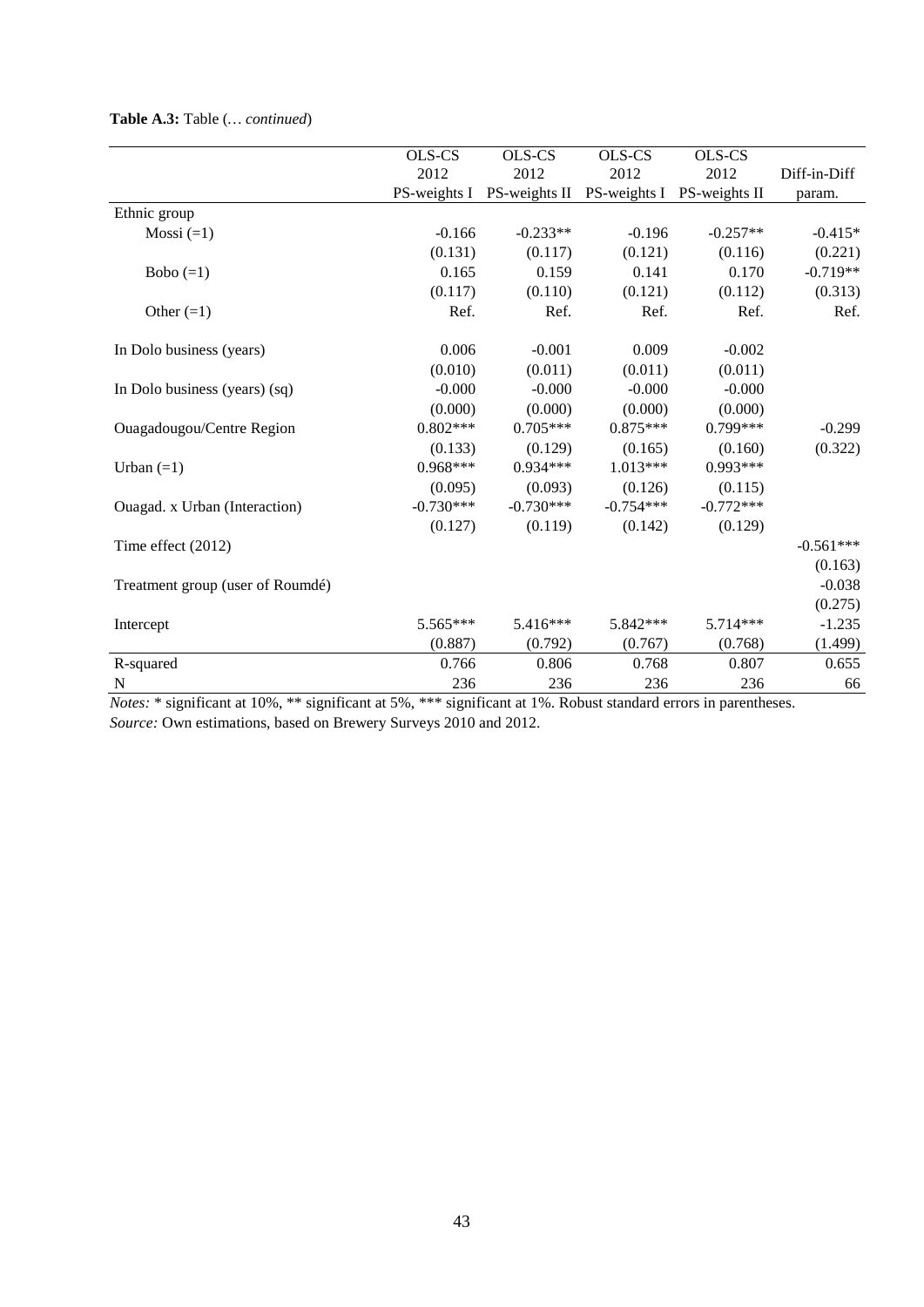**Table A.3:** Table (… *continued*)

| | OLS-CS 2012 PS-weights I | OLS-CS 2012 PS-weights II | OLS-CS 2012 PS-weights I | OLS-CS 2012 PS-weights II | Diff-in-Diff param. |
|---|---|---|---|---|---|
| Ethnic group | | | | | |
| Mossi (=1) | -0.166 | -0.233** | -0.196 | -0.257** | -0.415* |
| | (0.131) | (0.117) | (0.121) | (0.116) | (0.221) |
| Bobo (=1) | 0.165 | 0.159 | 0.141 | 0.170 | -0.719** |
| | (0.117) | (0.110) | (0.121) | (0.112) | (0.313) |
| Other (=1) | Ref. | Ref. | Ref. | Ref. | Ref. |
| In Dolo business (years) | 0.006 | -0.001 | 0.009 | -0.002 | |
| | (0.010) | (0.011) | (0.011) | (0.011) | |
| In Dolo business (years) (sq) | -0.000 | -0.000 | -0.000 | -0.000 | |
| | (0.000) | (0.000) | (0.000) | (0.000) | |
| Ouagadougou/Centre Region | 0.802*** | 0.705*** | 0.875*** | 0.799*** | -0.299 |
| | (0.133) | (0.129) | (0.165) | (0.160) | (0.322) |
| Urban (=1) | 0.968*** | 0.934*** | 1.013*** | 0.993*** | |
| | (0.095) | (0.093) | (0.126) | (0.115) | |
| Ouagad. x Urban (Interaction) | -0.730*** | -0.730*** | -0.754*** | -0.772*** | |
| | (0.127) | (0.119) | (0.142) | (0.129) | |
| Time effect (2012) | | | | | -0.561*** |
| | | | | | (0.163) |
| Treatment group (user of Roumdé) | | | | | -0.038 |
| | | | | | (0.275) |
| Intercept | 5.565*** | 5.416*** | 5.842*** | 5.714*** | -1.235 |
| | (0.887) | (0.792) | (0.767) | (0.768) | (1.499) |
| R-squared | 0.766 | 0.806 | 0.768 | 0.807 | 0.655 |
| N | 236 | 236 | 236 | 236 | 66 |

*Notes:* * significant at 10%, ** significant at 5%, *** significant at 1%. Robust standard errors in parentheses.
*Source:* Own estimations, based on Brewery Surveys 2010 and 2012.